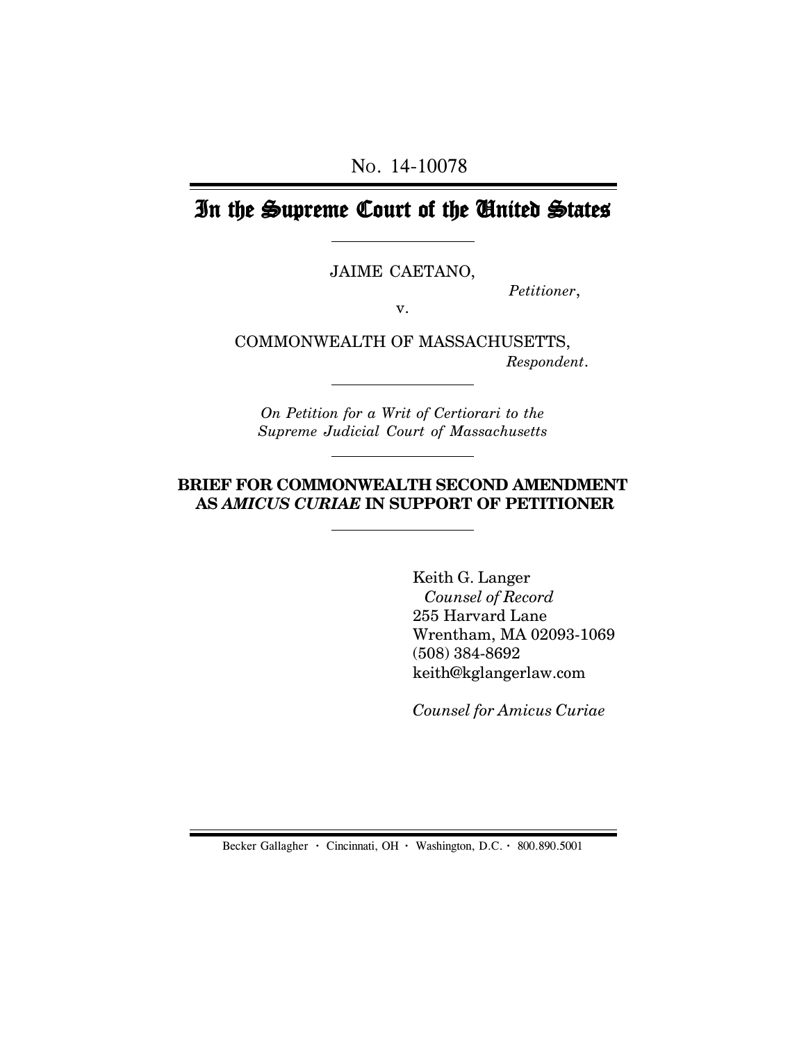No. 14-10078

# In the Supreme Court of the United States

JAIME CAETANO,

*Petitioner*,

v.

COMMONWEALTH OF MASSACHUSETTS,

*Respondent*.

*On Petition for a Writ of Certiorari to the Supreme Judicial Court of Massachusetts*

**BRIEF FOR COMMONWEALTH SECOND AMENDMENT AS *AMICUS CURIAE* IN SUPPORT OF PETITIONER**

Keith G. Langer
*Counsel of Record*
255 Harvard Lane
Wrentham, MA 02093-1069
(508) 384-8692
keith@kglangerlaw.com

*Counsel for Amicus Curiae*

Becker Gallagher · Cincinnati, OH · Washington, D.C. · 800.890.5001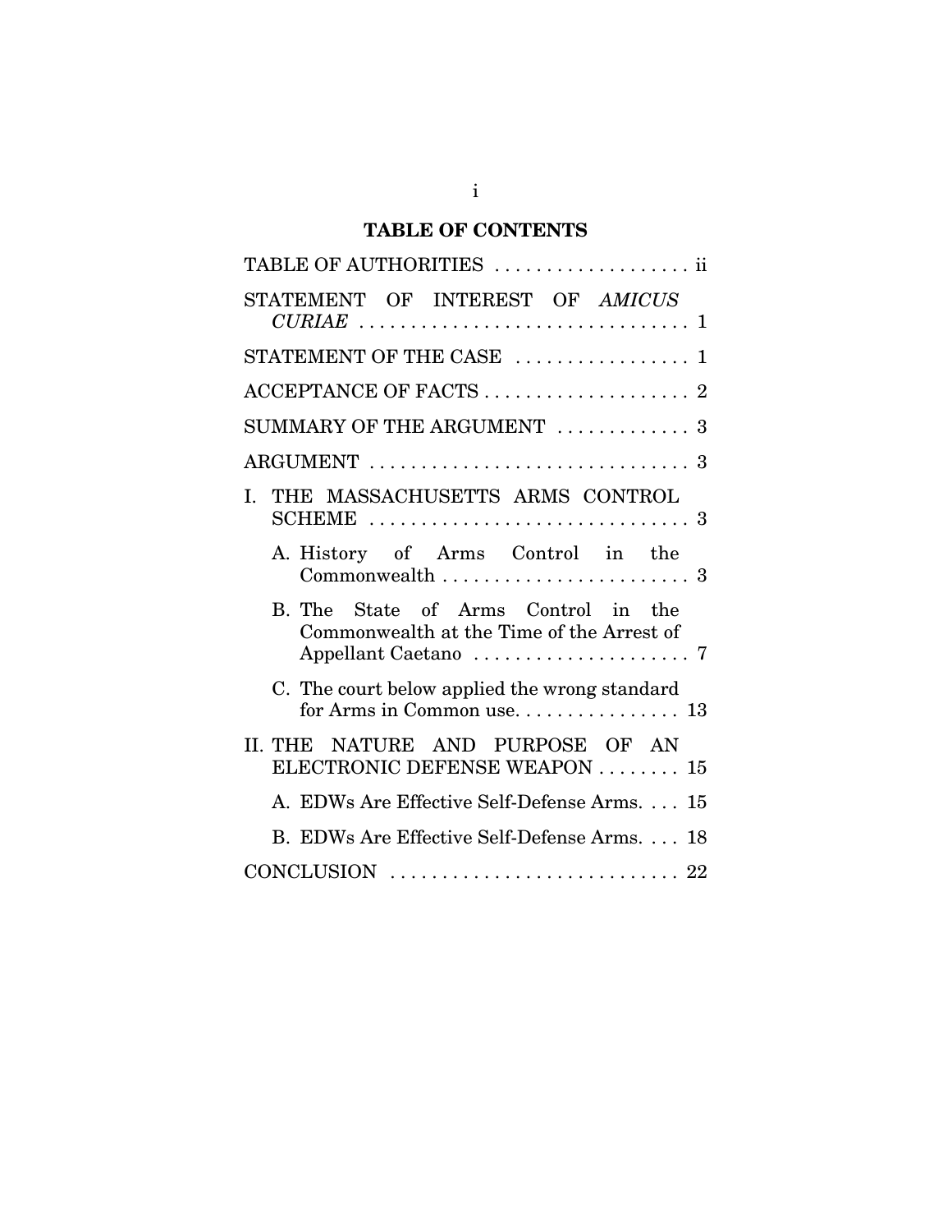# TABLE OF CONTENTS

TABLE OF AUTHORITIES . . . . . . . . . . . . . . . . . . ii

STATEMENT OF INTEREST OF *AMICUS CURIAE* . . . . . . . . . . . . . . . . . . . . . . . . . . . . . . 1

STATEMENT OF THE CASE . . . . . . . . . . . . . . . . 1

ACCEPTANCE OF FACTS . . . . . . . . . . . . . . . . . . . 2

SUMMARY OF THE ARGUMENT . . . . . . . . . . . . 3

ARGUMENT . . . . . . . . . . . . . . . . . . . . . . . . . . . . . . 3

I. THE MASSACHUSETTS ARMS CONTROL SCHEME . . . . . . . . . . . . . . . . . . . . . . . . . . . . . . 3

   A. History of Arms Control in the Commonwealth . . . . . . . . . . . . . . . . . . . . . . . . 3

   B. The State of Arms Control in the Commonwealth at the Time of the Arrest of Appellant Caetano . . . . . . . . . . . . . . . . . . . . . 7

   C. The court below applied the wrong standard for Arms in Common use. . . . . . . . . . . . . . . . 13

II. THE NATURE AND PURPOSE OF AN ELECTRONIC DEFENSE WEAPON . . . . . . . . 15

   A. EDWs Are Effective Self-Defense Arms. . . . 15

   B. EDWs Are Effective Self-Defense Arms. . . . 18

CONCLUSION . . . . . . . . . . . . . . . . . . . . . . . . . . . 22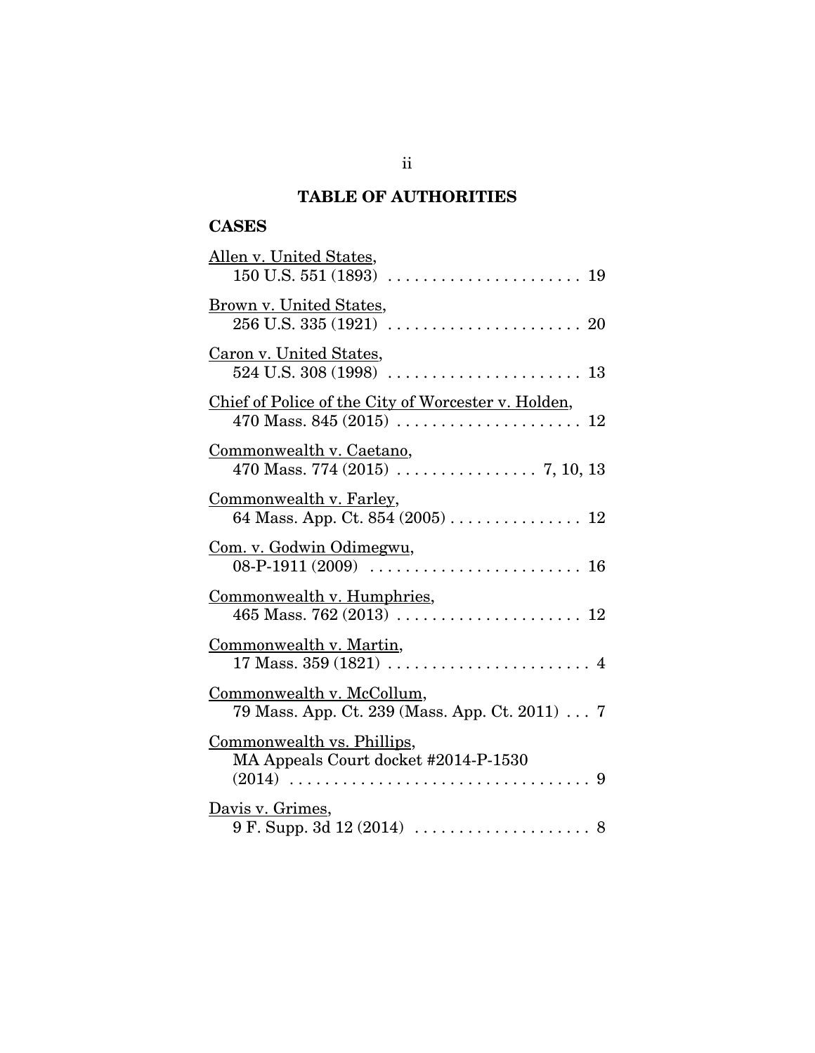## TABLE OF AUTHORITIES

### CASES

Allen v. United States,
150 U.S. 551 (1893) . . . . . . . . . . . . . . . . . . . . . . 19

Brown v. United States,
256 U.S. 335 (1921) . . . . . . . . . . . . . . . . . . . . . . 20

Caron v. United States,
524 U.S. 308 (1998) . . . . . . . . . . . . . . . . . . . . . . 13

Chief of Police of the City of Worcester v. Holden,
470 Mass. 845 (2015) . . . . . . . . . . . . . . . . . . . . . 12

Commonwealth v. Caetano,
470 Mass. 774 (2015) . . . . . . . . . . . . . . . . 7, 10, 13

Commonwealth v. Farley,
64 Mass. App. Ct. 854 (2005) . . . . . . . . . . . . . . . 12

Com. v. Godwin Odimegwu,
08-P-1911 (2009) . . . . . . . . . . . . . . . . . . . . . . . . 16

Commonwealth v. Humphries,
465 Mass. 762 (2013) . . . . . . . . . . . . . . . . . . . . . 12

Commonwealth v. Martin,
17 Mass. 359 (1821) . . . . . . . . . . . . . . . . . . . . . . . 4

Commonwealth v. McCollum,
79 Mass. App. Ct. 239 (Mass. App. Ct. 2011) . . . 7

Commonwealth vs. Phillips,
MA Appeals Court docket #2014-P-1530
(2014) . . . . . . . . . . . . . . . . . . . . . . . . . . . . . . . . . . 9

Davis v. Grimes,
9 F. Supp. 3d 12 (2014) . . . . . . . . . . . . . . . . . . . . 8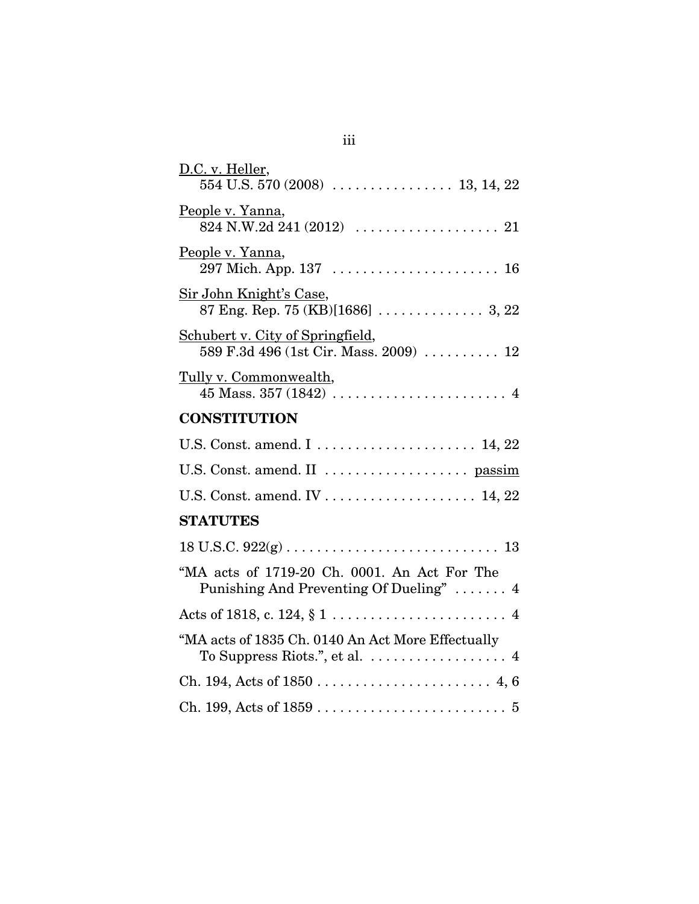D.C. v. Heller,
554 U.S. 570 (2008) . . . . . . . . . . . . . . . . 13, 14, 22

People v. Yanna,
824 N.W.2d 241 (2012) . . . . . . . . . . . . . . . . . . . 21

People v. Yanna,
297 Mich. App. 137 . . . . . . . . . . . . . . . . . . . . . . 16

Sir John Knight's Case,
87 Eng. Rep. 75 (KB)[1686] . . . . . . . . . . . . . . 3, 22

Schubert v. City of Springfield,
589 F.3d 496 (1st Cir. Mass. 2009) . . . . . . . . . . 12

Tully v. Commonwealth,
45 Mass. 357 (1842) . . . . . . . . . . . . . . . . . . . . . . . 4

## CONSTITUTION

U.S. Const. amend. I . . . . . . . . . . . . . . . . . . . . . 14, 22

U.S. Const. amend. II . . . . . . . . . . . . . . . . . . . passim

U.S. Const. amend. IV . . . . . . . . . . . . . . . . . . . . 14, 22

## STATUTES

18 U.S.C. 922(g) . . . . . . . . . . . . . . . . . . . . . . . . . . . . 13

"MA acts of 1719-20 Ch. 0001. An Act For The Punishing And Preventing Of Dueling" . . . . . . . 4

Acts of 1818, c. 124, § 1 . . . . . . . . . . . . . . . . . . . . . . . 4

"MA acts of 1835 Ch. 0140 An Act More Effectually To Suppress Riots.", et al. . . . . . . . . . . . . . . . . . . 4

Ch. 194, Acts of 1850 . . . . . . . . . . . . . . . . . . . . . . . 4, 6

Ch. 199, Acts of 1859 . . . . . . . . . . . . . . . . . . . . . . . . . 5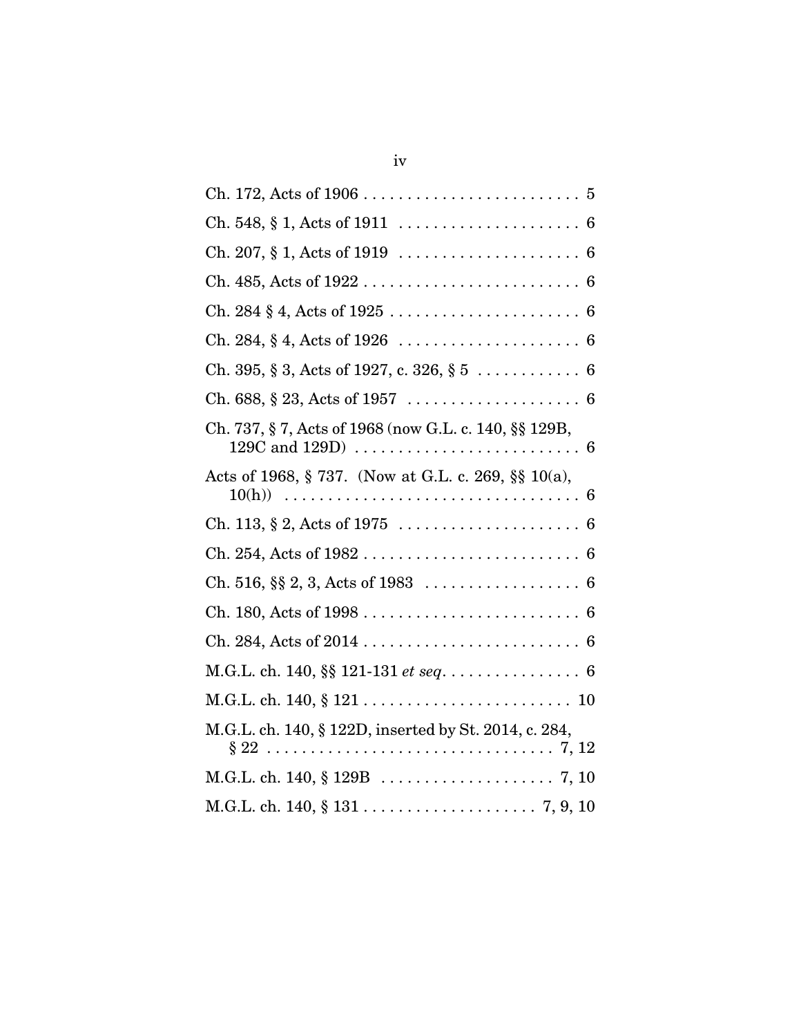Ch. 172, Acts of 1906 . . . . . . . . . . . . . . . . . . . . . . . . . 5

Ch. 548, § 1, Acts of 1911 . . . . . . . . . . . . . . . . . . . . . 6

Ch. 207, § 1, Acts of 1919 . . . . . . . . . . . . . . . . . . . . . 6

Ch. 485, Acts of 1922 . . . . . . . . . . . . . . . . . . . . . . . . . 6

Ch. 284 § 4, Acts of 1925 . . . . . . . . . . . . . . . . . . . . . . 6

Ch. 284, § 4, Acts of 1926 . . . . . . . . . . . . . . . . . . . . . 6

Ch. 395, § 3, Acts of 1927, c. 326, § 5 . . . . . . . . . . . . 6

Ch. 688, § 23, Acts of 1957 . . . . . . . . . . . . . . . . . . . . 6

Ch. 737, § 7, Acts of 1968 (now G.L. c. 140, §§ 129B, 129C and 129D) . . . . . . . . . . . . . . . . . . . . . . . . . 6

Acts of 1968, § 737. (Now at G.L. c. 269, §§ 10(a), 10(h)) . . . . . . . . . . . . . . . . . . . . . . . . . . . . . . . . . . 6

Ch. 113, § 2, Acts of 1975 . . . . . . . . . . . . . . . . . . . . . 6

Ch. 254, Acts of 1982 . . . . . . . . . . . . . . . . . . . . . . . . . 6

Ch. 516, §§ 2, 3, Acts of 1983 . . . . . . . . . . . . . . . . . . 6

Ch. 180, Acts of 1998 . . . . . . . . . . . . . . . . . . . . . . . . . 6

Ch. 284, Acts of 2014 . . . . . . . . . . . . . . . . . . . . . . . . . 6

M.G.L. ch. 140, §§ 121-131 *et seq*. . . . . . . . . . . . . . . . 6

M.G.L. ch. 140, § 121 . . . . . . . . . . . . . . . . . . . . . . . . 10

M.G.L. ch. 140, § 122D, inserted by St. 2014, c. 284, § 22 . . . . . . . . . . . . . . . . . . . . . . . . . . . . . . . . 7, 12

M.G.L. ch. 140, § 129B . . . . . . . . . . . . . . . . . . . . 7, 10

M.G.L. ch. 140, § 131 . . . . . . . . . . . . . . . . . . . . 7, 9, 10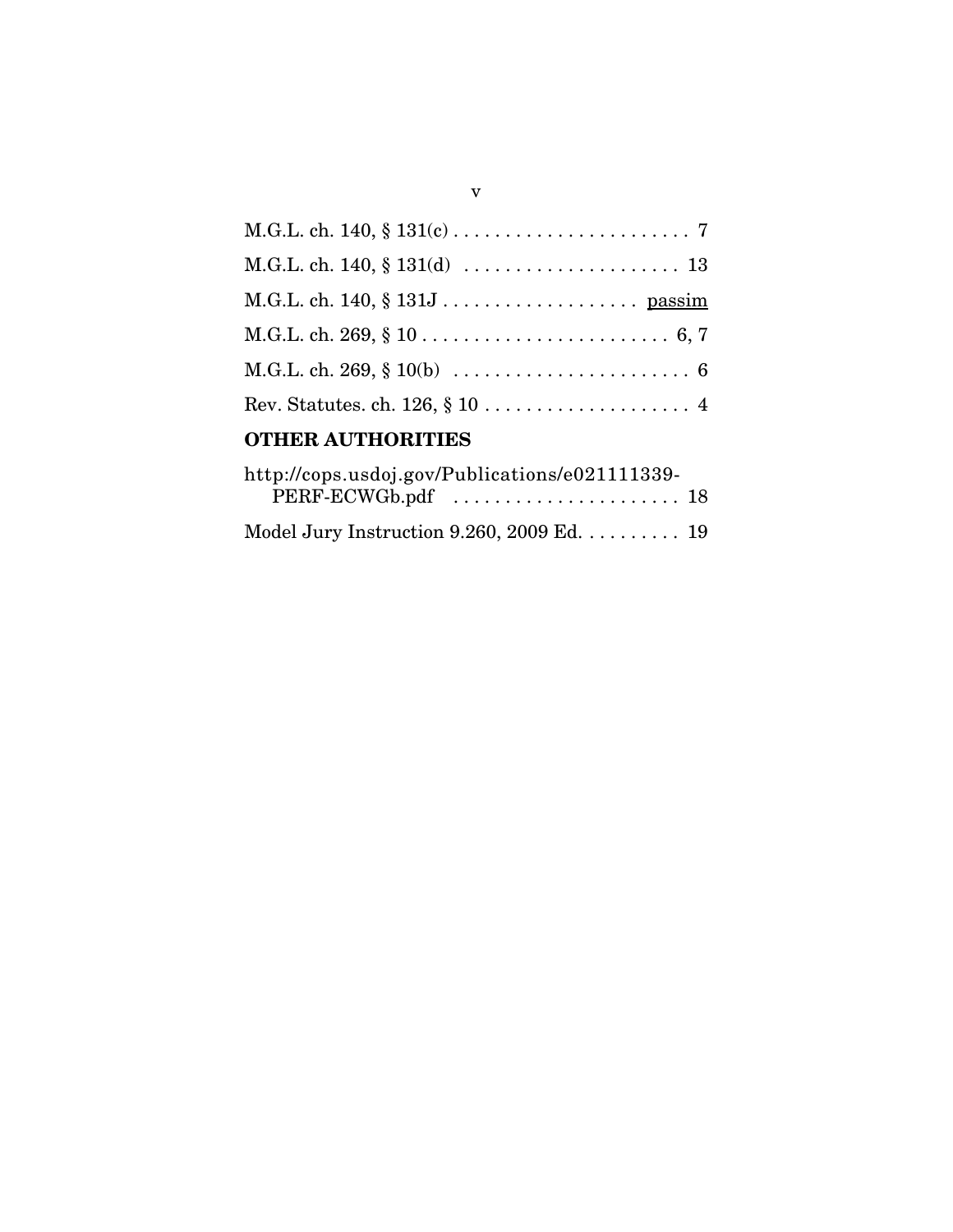M.G.L. ch. 140, § 131(c) . . . . . . . . . . . . . . . . . . . . . . . 7

M.G.L. ch. 140, § 131(d) . . . . . . . . . . . . . . . . . . . . . 13

M.G.L. ch. 140, § 131J . . . . . . . . . . . . . . . . . . . passim

M.G.L. ch. 269, § 10 . . . . . . . . . . . . . . . . . . . . . . . . 6, 7

M.G.L. ch. 269, § 10(b) . . . . . . . . . . . . . . . . . . . . . . . 6

Rev. Statutes. ch. 126, § 10 . . . . . . . . . . . . . . . . . . . . 4

## OTHER AUTHORITIES

http://cops.usdoj.gov/Publications/e021111339-PERF-ECWGb.pdf . . . . . . . . . . . . . . . . . . . . . . 18

Model Jury Instruction 9.260, 2009 Ed. . . . . . . . . . 19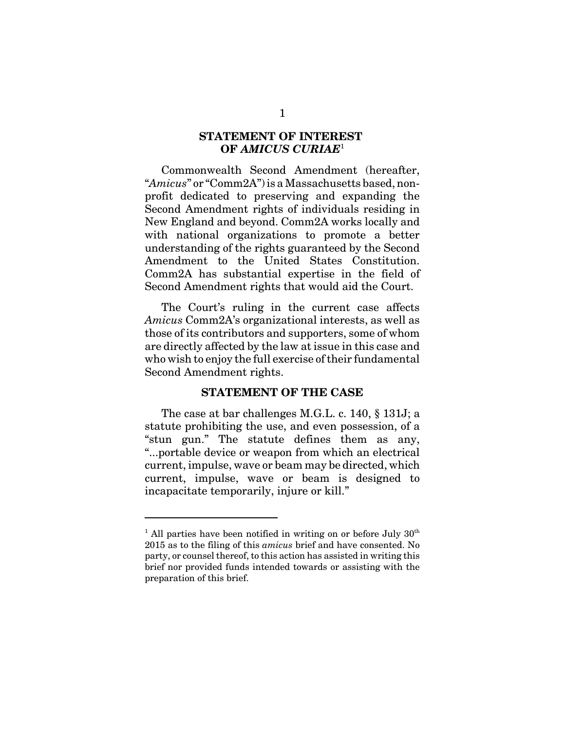## STATEMENT OF INTEREST OF *AMICUS CURIAE*[1]

Commonwealth Second Amendment (hereafter, "*Amicus*" or "Comm2A") is a Massachusetts based, non-profit dedicated to preserving and expanding the Second Amendment rights of individuals residing in New England and beyond. Comm2A works locally and with national organizations to promote a better understanding of the rights guaranteed by the Second Amendment to the United States Constitution. Comm2A has substantial expertise in the field of Second Amendment rights that would aid the Court.

The Court's ruling in the current case affects *Amicus* Comm2A's organizational interests, as well as those of its contributors and supporters, some of whom are directly affected by the law at issue in this case and who wish to enjoy the full exercise of their fundamental Second Amendment rights.

## STATEMENT OF THE CASE

The case at bar challenges M.G.L. c. 140, § 131J; a statute prohibiting the use, and even possession, of a "stun gun." The statute defines them as any, "...portable device or weapon from which an electrical current, impulse, wave or beam may be directed, which current, impulse, wave or beam is designed to incapacitate temporarily, injure or kill."

---

[1] All parties have been notified in writing on or before July 30th 2015 as to the filing of this *amicus* brief and have consented. No party, or counsel thereof, to this action has assisted in writing this brief nor provided funds intended towards or assisting with the preparation of this brief.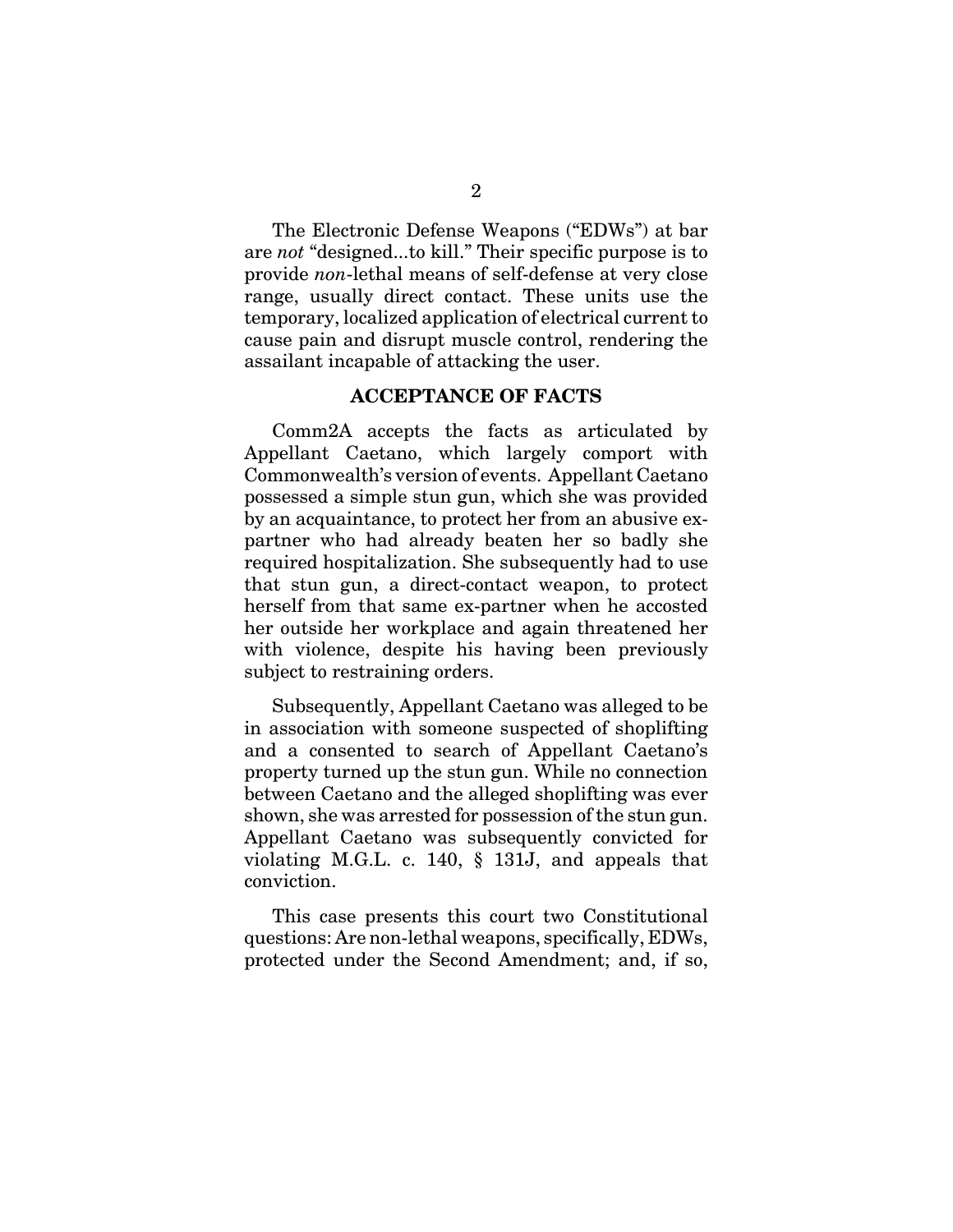The Electronic Defense Weapons ("EDWs") at bar are *not* "designed...to kill." Their specific purpose is to provide *non*-lethal means of self-defense at very close range, usually direct contact. These units use the temporary, localized application of electrical current to cause pain and disrupt muscle control, rendering the assailant incapable of attacking the user.

## ACCEPTANCE OF FACTS

Comm2A accepts the facts as articulated by Appellant Caetano, which largely comport with Commonwealth's version of events. Appellant Caetano possessed a simple stun gun, which she was provided by an acquaintance, to protect her from an abusive ex-partner who had already beaten her so badly she required hospitalization. She subsequently had to use that stun gun, a direct-contact weapon, to protect herself from that same ex-partner when he accosted her outside her workplace and again threatened her with violence, despite his having been previously subject to restraining orders.

Subsequently, Appellant Caetano was alleged to be in association with someone suspected of shoplifting and a consented to search of Appellant Caetano's property turned up the stun gun. While no connection between Caetano and the alleged shoplifting was ever shown, she was arrested for possession of the stun gun. Appellant Caetano was subsequently convicted for violating M.G.L. c. 140, § 131J, and appeals that conviction.

This case presents this court two Constitutional questions: Are non-lethal weapons, specifically, EDWs, protected under the Second Amendment; and, if so,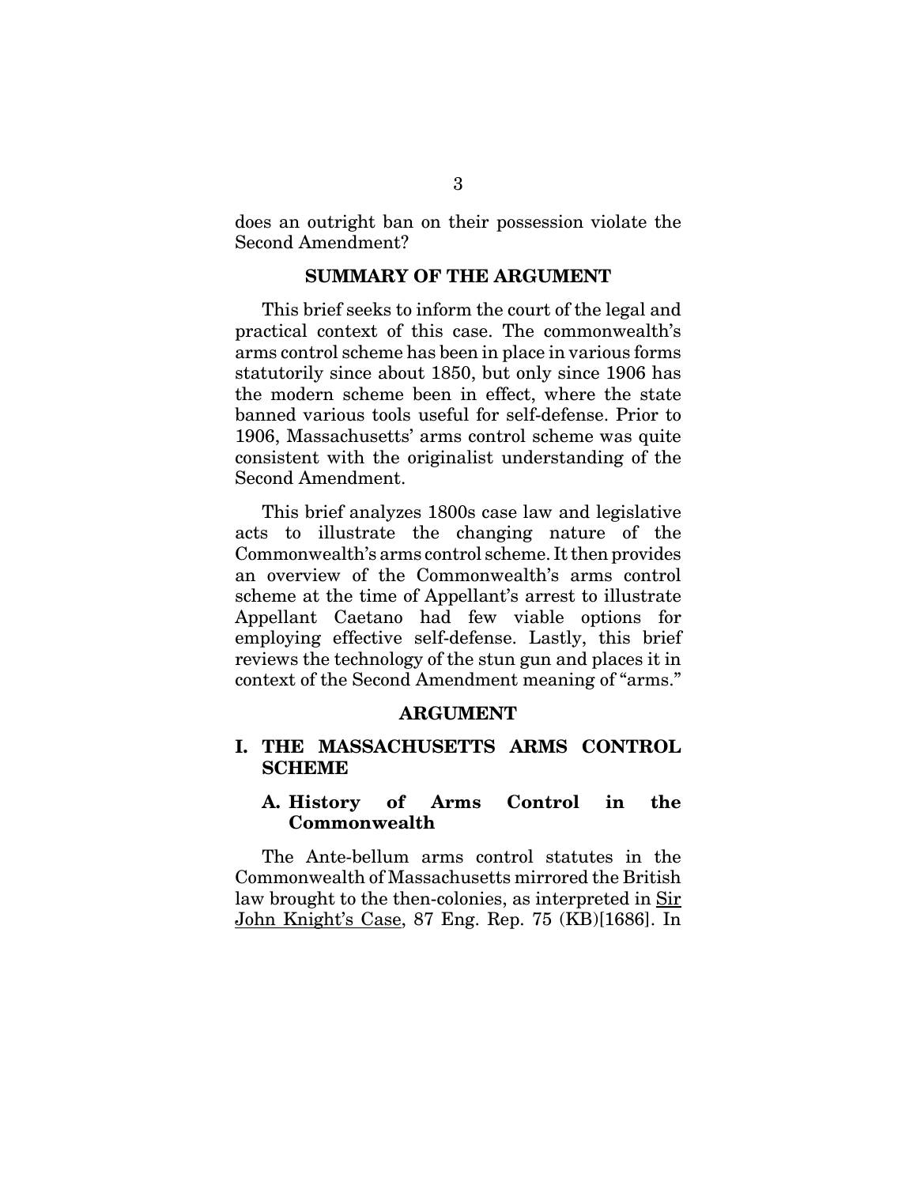does an outright ban on their possession violate the Second Amendment?

## SUMMARY OF THE ARGUMENT

This brief seeks to inform the court of the legal and practical context of this case. The commonwealth's arms control scheme has been in place in various forms statutorily since about 1850, but only since 1906 has the modern scheme been in effect, where the state banned various tools useful for self-defense. Prior to 1906, Massachusetts' arms control scheme was quite consistent with the originalist understanding of the Second Amendment.

This brief analyzes 1800s case law and legislative acts to illustrate the changing nature of the Commonwealth's arms control scheme. It then provides an overview of the Commonwealth's arms control scheme at the time of Appellant's arrest to illustrate Appellant Caetano had few viable options for employing effective self-defense. Lastly, this brief reviews the technology of the stun gun and places it in context of the Second Amendment meaning of "arms."

## ARGUMENT

### I. THE MASSACHUSETTS ARMS CONTROL SCHEME

#### A. History of Arms Control in the Commonwealth

The Ante-bellum arms control statutes in the Commonwealth of Massachusetts mirrored the British law brought to the then-colonies, as interpreted in Sir John Knight's Case, 87 Eng. Rep. 75 (KB)[1686]. In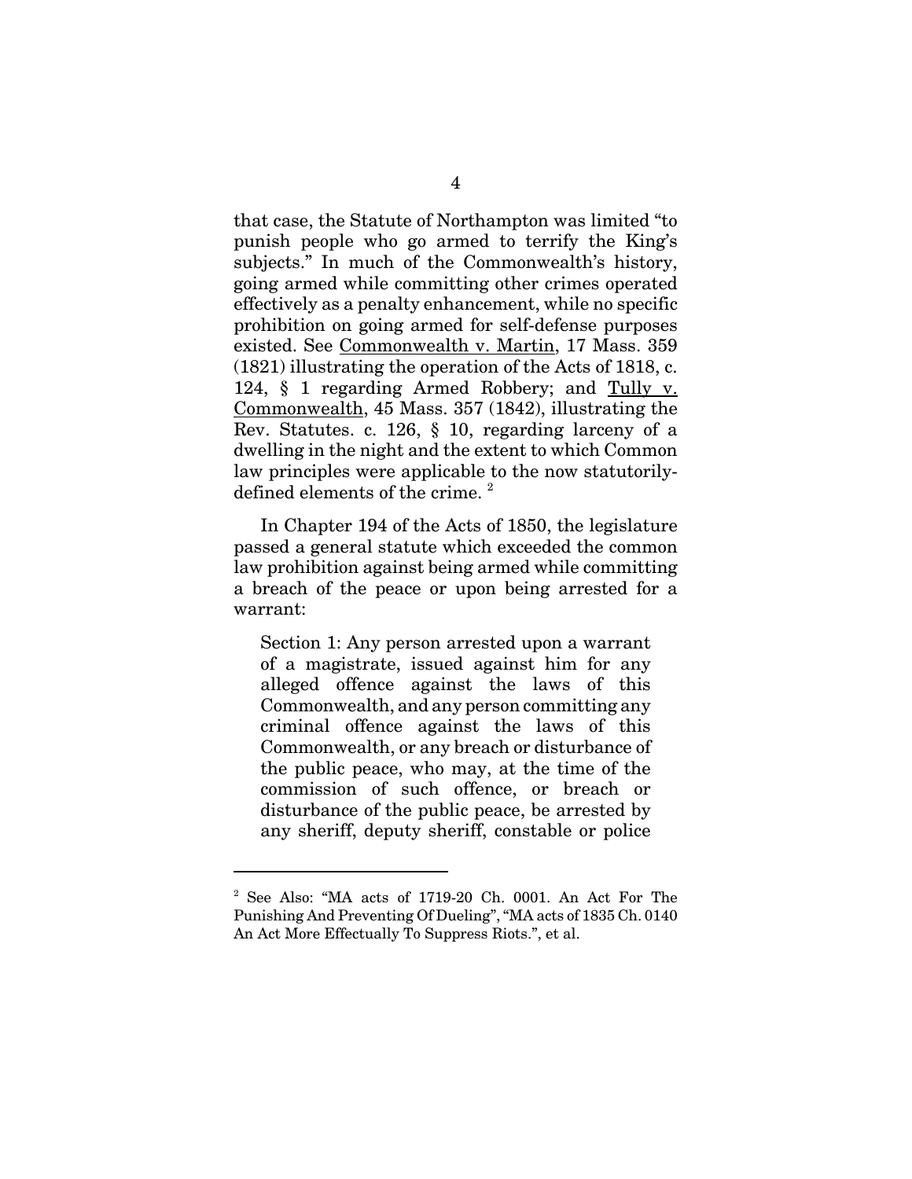that case, the Statute of Northampton was limited "to punish people who go armed to terrify the King's subjects." In much of the Commonwealth's history, going armed while committing other crimes operated effectively as a penalty enhancement, while no specific prohibition on going armed for self-defense purposes existed. See Commonwealth v. Martin, 17 Mass. 359 (1821) illustrating the operation of the Acts of 1818, c. 124, § 1 regarding Armed Robbery; and Tully v. Commonwealth, 45 Mass. 357 (1842), illustrating the Rev. Statutes. c. 126, § 10, regarding larceny of a dwelling in the night and the extent to which Common law principles were applicable to the now statutorily-defined elements of the crime. [2]

In Chapter 194 of the Acts of 1850, the legislature passed a general statute which exceeded the common law prohibition against being armed while committing a breach of the peace or upon being arrested for a warrant:

> Section 1: Any person arrested upon a warrant of a magistrate, issued against him for any alleged offence against the laws of this Commonwealth, and any person committing any criminal offence against the laws of this Commonwealth, or any breach or disturbance of the public peace, who may, at the time of the commission of such offence, or breach or disturbance of the public peace, be arrested by any sheriff, deputy sheriff, constable or police

---

[2] See Also: "MA acts of 1719-20 Ch. 0001. An Act For The Punishing And Preventing Of Dueling", "MA acts of 1835 Ch. 0140 An Act More Effectually To Suppress Riots.", et al.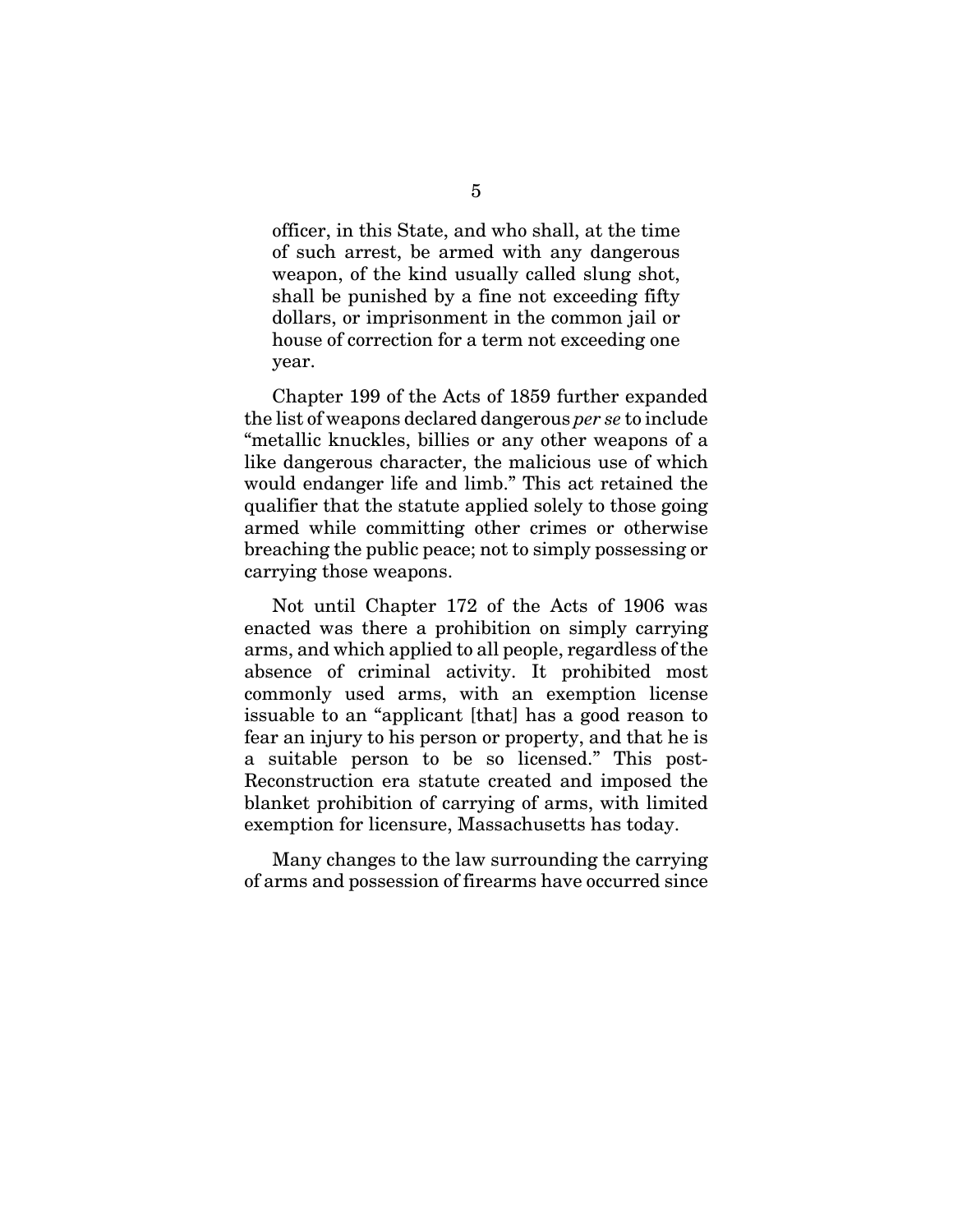> officer, in this State, and who shall, at the time of such arrest, be armed with any dangerous weapon, of the kind usually called slung shot, shall be punished by a fine not exceeding fifty dollars, or imprisonment in the common jail or house of correction for a term not exceeding one year.

Chapter 199 of the Acts of 1859 further expanded the list of weapons declared dangerous *per se* to include "metallic knuckles, billies or any other weapons of a like dangerous character, the malicious use of which would endanger life and limb." This act retained the qualifier that the statute applied solely to those going armed while committing other crimes or otherwise breaching the public peace; not to simply possessing or carrying those weapons.

Not until Chapter 172 of the Acts of 1906 was enacted was there a prohibition on simply carrying arms, and which applied to all people, regardless of the absence of criminal activity. It prohibited most commonly used arms, with an exemption license issuable to an "applicant [that] has a good reason to fear an injury to his person or property, and that he is a suitable person to be so licensed." This post-Reconstruction era statute created and imposed the blanket prohibition of carrying of arms, with limited exemption for licensure, Massachusetts has today.

Many changes to the law surrounding the carrying of arms and possession of firearms have occurred since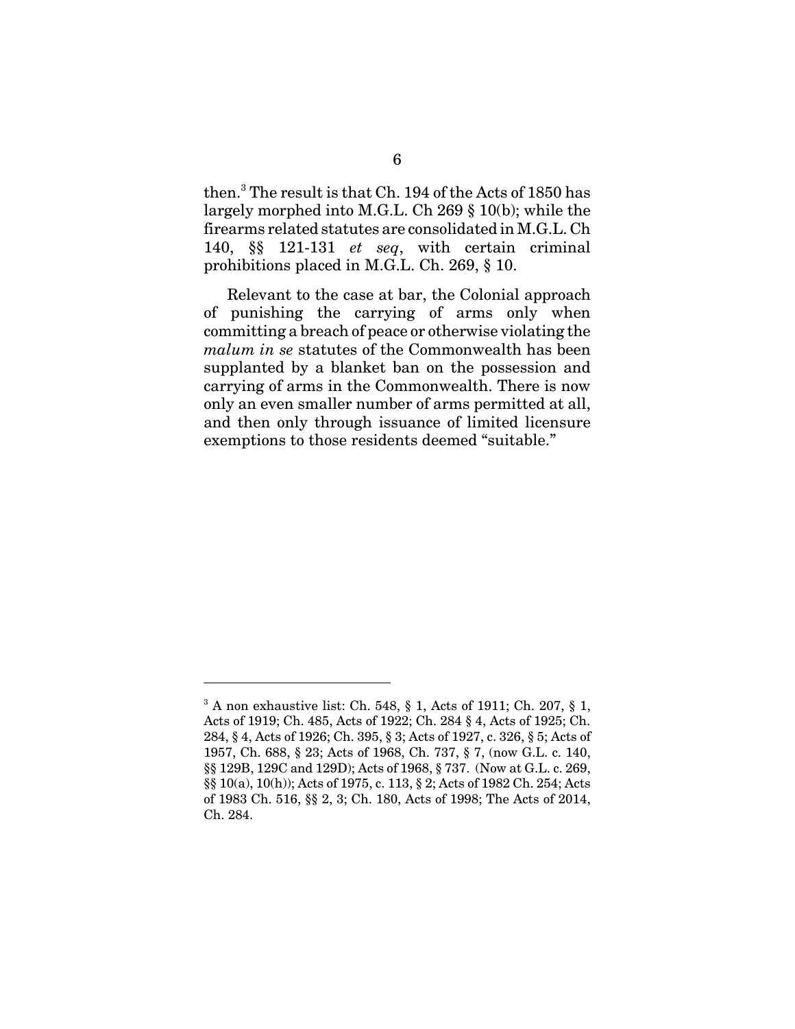then.[3] The result is that Ch. 194 of the Acts of 1850 has largely morphed into M.G.L. Ch 269 § 10(b); while the firearms related statutes are consolidated in M.G.L. Ch 140, §§ 121-131 *et seq*, with certain criminal prohibitions placed in M.G.L. Ch. 269, § 10.

Relevant to the case at bar, the Colonial approach of punishing the carrying of arms only when committing a breach of peace or otherwise violating the *malum in se* statutes of the Commonwealth has been supplanted by a blanket ban on the possession and carrying of arms in the Commonwealth. There is now only an even smaller number of arms permitted at all, and then only through issuance of limited licensure exemptions to those residents deemed "suitable."

---

[3] A non exhaustive list: Ch. 548, § 1, Acts of 1911; Ch. 207, § 1, Acts of 1919; Ch. 485, Acts of 1922; Ch. 284 § 4, Acts of 1925; Ch. 284, § 4, Acts of 1926; Ch. 395, § 3; Acts of 1927, c. 326, § 5; Acts of 1957, Ch. 688, § 23; Acts of 1968, Ch. 737, § 7, (now G.L. c. 140, §§ 129B, 129C and 129D); Acts of 1968, § 737. (Now at G.L. c. 269, §§ 10(a), 10(h)); Acts of 1975, c. 113, § 2; Acts of 1982 Ch. 254; Acts of 1983 Ch. 516, §§ 2, 3; Ch. 180, Acts of 1998; The Acts of 2014, Ch. 284.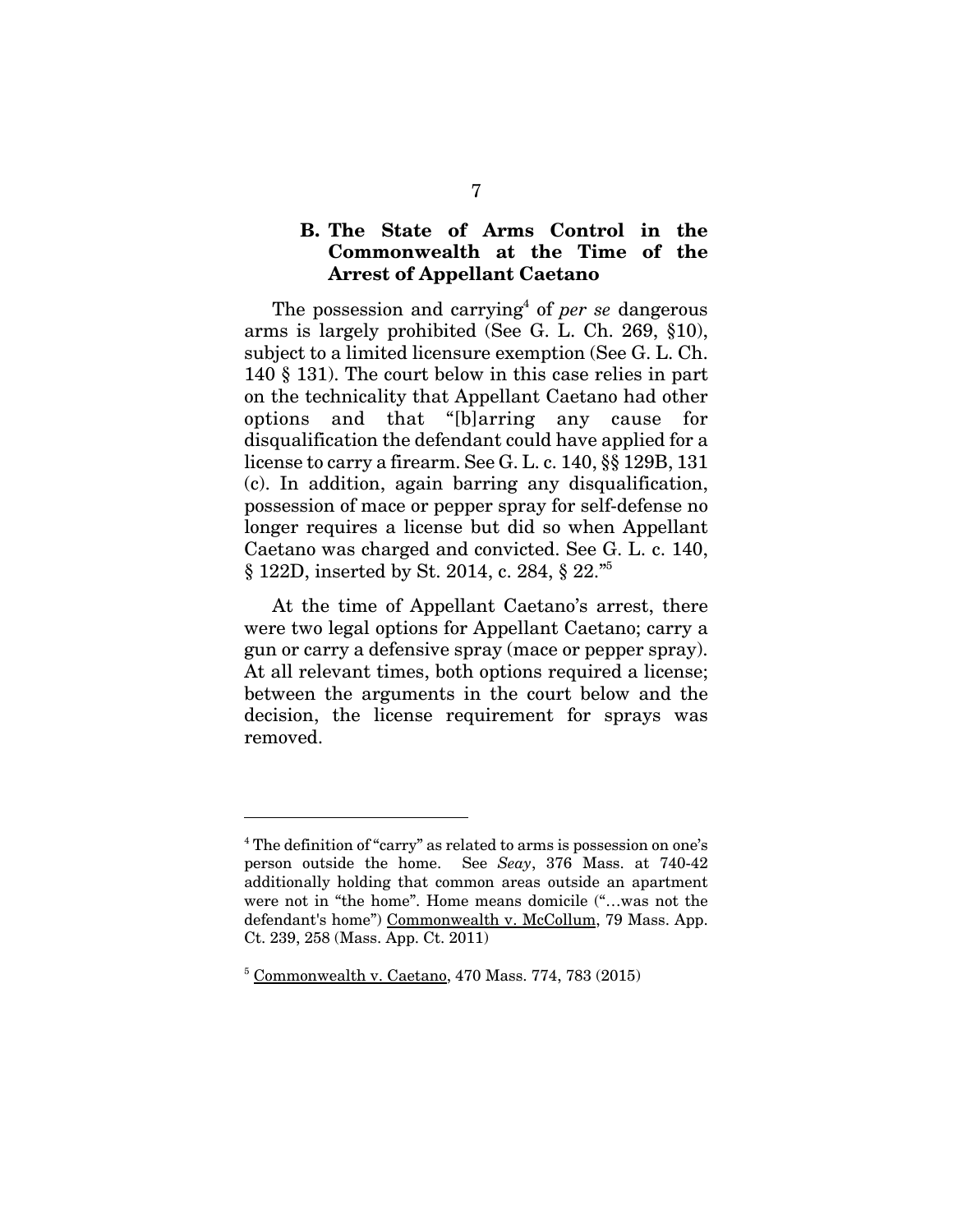### B. The State of Arms Control in the Commonwealth at the Time of the Arrest of Appellant Caetano

The possession and carrying[4] of *per se* dangerous arms is largely prohibited (See G. L. Ch. 269, §10), subject to a limited licensure exemption (See G. L. Ch. 140 § 131). The court below in this case relies in part on the technicality that Appellant Caetano had other options and that "[b]arring any cause for disqualification the defendant could have applied for a license to carry a firearm. See G. L. c. 140, §§ 129B, 131 (c). In addition, again barring any disqualification, possession of mace or pepper spray for self-defense no longer requires a license but did so when Appellant Caetano was charged and convicted. See G. L. c. 140, § 122D, inserted by St. 2014, c. 284, § 22."[5]

At the time of Appellant Caetano's arrest, there were two legal options for Appellant Caetano; carry a gun or carry a defensive spray (mace or pepper spray). At all relevant times, both options required a license; between the arguments in the court below and the decision, the license requirement for sprays was removed.

---

[4] The definition of "carry" as related to arms is possession on one's person outside the home. See *Seay*, 376 Mass. at 740-42 additionally holding that common areas outside an apartment were not in "the home". Home means domicile ("…was not the defendant's home") Commonwealth v. McCollum, 79 Mass. App. Ct. 239, 258 (Mass. App. Ct. 2011)

[5] Commonwealth v. Caetano, 470 Mass. 774, 783 (2015)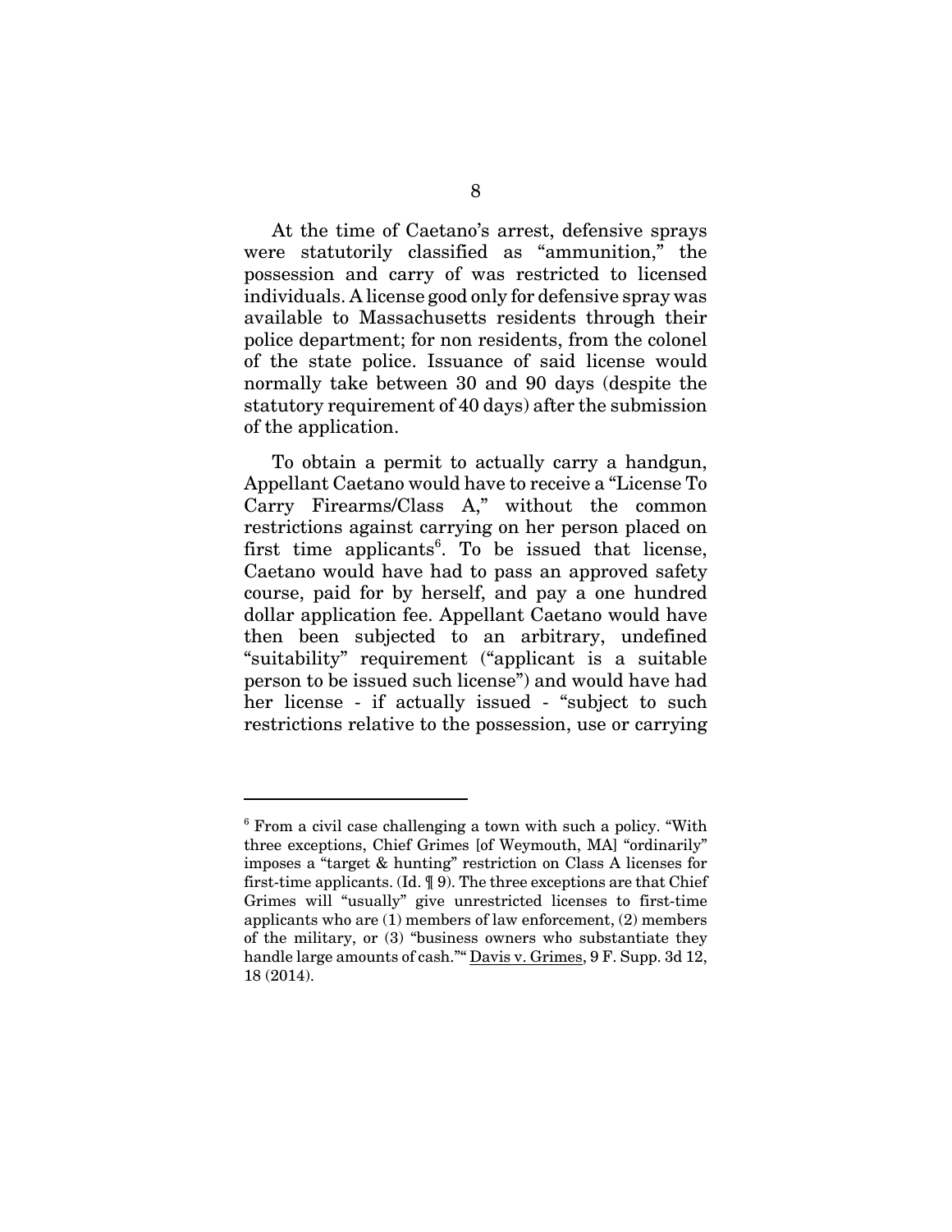At the time of Caetano's arrest, defensive sprays were statutorily classified as "ammunition," the possession and carry of was restricted to licensed individuals. A license good only for defensive spray was available to Massachusetts residents through their police department; for non residents, from the colonel of the state police. Issuance of said license would normally take between 30 and 90 days (despite the statutory requirement of 40 days) after the submission of the application.

To obtain a permit to actually carry a handgun, Appellant Caetano would have to receive a "License To Carry Firearms/Class A," without the common restrictions against carrying on her person placed on first time applicants[6]. To be issued that license, Caetano would have had to pass an approved safety course, paid for by herself, and pay a one hundred dollar application fee. Appellant Caetano would have then been subjected to an arbitrary, undefined "suitability" requirement ("applicant is a suitable person to be issued such license") and would have had her license - if actually issued - "subject to such restrictions relative to the possession, use or carrying

---

[6] From a civil case challenging a town with such a policy. "With three exceptions, Chief Grimes [of Weymouth, MA] "ordinarily" imposes a "target & hunting" restriction on Class A licenses for first-time applicants. (Id. ¶ 9). The three exceptions are that Chief Grimes will "usually" give unrestricted licenses to first-time applicants who are (1) members of law enforcement, (2) members of the military, or (3) "business owners who substantiate they handle large amounts of cash."" Davis v. Grimes, 9 F. Supp. 3d 12, 18 (2014).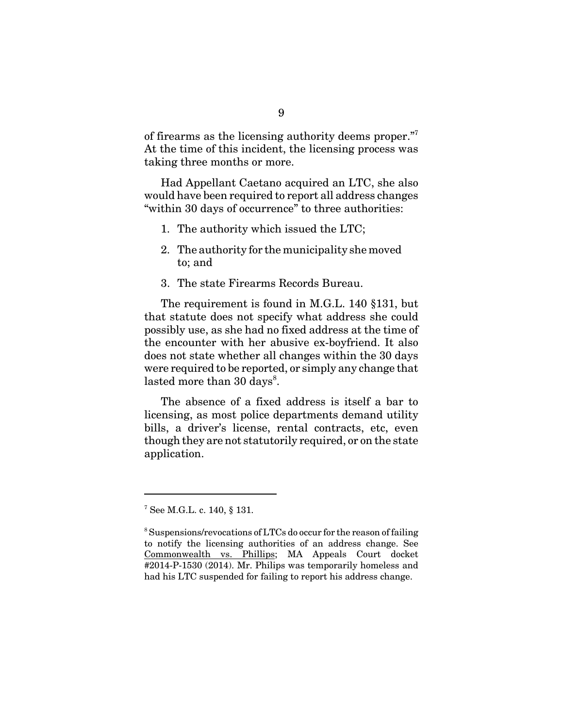of firearms as the licensing authority deems proper."[7] At the time of this incident, the licensing process was taking three months or more.

Had Appellant Caetano acquired an LTC, she also would have been required to report all address changes "within 30 days of occurrence" to three authorities:

1. The authority which issued the LTC;
2. The authority for the municipality she moved to; and
3. The state Firearms Records Bureau.

The requirement is found in M.G.L. 140 §131, but that statute does not specify what address she could possibly use, as she had no fixed address at the time of the encounter with her abusive ex-boyfriend. It also does not state whether all changes within the 30 days were required to be reported, or simply any change that lasted more than 30 days[8].

The absence of a fixed address is itself a bar to licensing, as most police departments demand utility bills, a driver's license, rental contracts, etc, even though they are not statutorily required, or on the state application.

---

[7] See M.G.L. c. 140, § 131.

[8] Suspensions/revocations of LTCs do occur for the reason of failing to notify the licensing authorities of an address change. See Commonwealth vs. Phillips; MA Appeals Court docket #2014-P-1530 (2014). Mr. Philips was temporarily homeless and had his LTC suspended for failing to report his address change.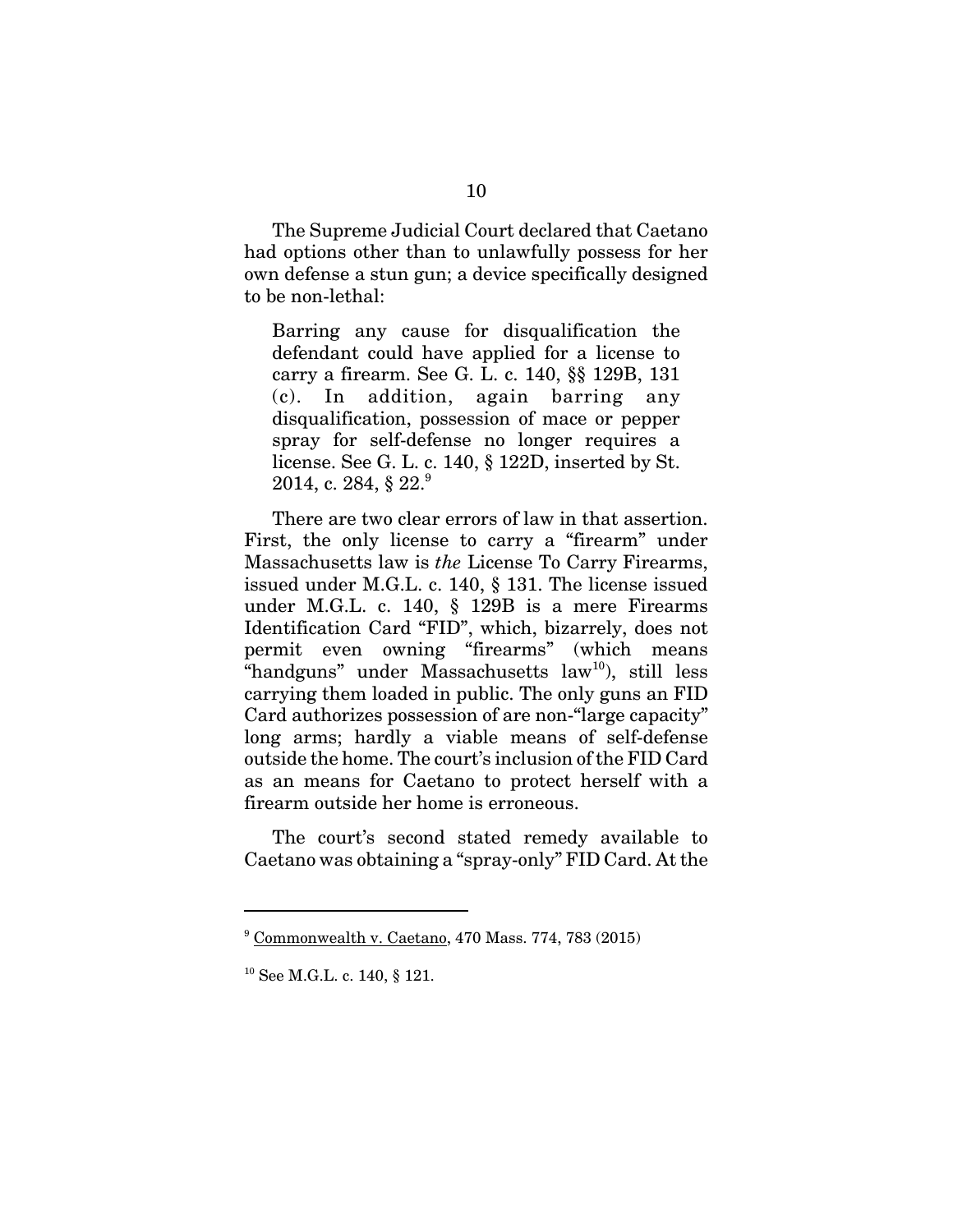The Supreme Judicial Court declared that Caetano had options other than to unlawfully possess for her own defense a stun gun; a device specifically designed to be non-lethal:

> Barring any cause for disqualification the defendant could have applied for a license to carry a firearm. See G. L. c. 140, §§ 129B, 131 (c). In addition, again barring any disqualification, possession of mace or pepper spray for self-defense no longer requires a license. See G. L. c. 140, § 122D, inserted by St. 2014, c. 284, § 22.[9]

There are two clear errors of law in that assertion. First, the only license to carry a "firearm" under Massachusetts law is *the* License To Carry Firearms, issued under M.G.L. c. 140, § 131. The license issued under M.G.L. c. 140, § 129B is a mere Firearms Identification Card "FID", which, bizarrely, does not permit even owning "firearms" (which means "handguns" under Massachusetts law[10]), still less carrying them loaded in public. The only guns an FID Card authorizes possession of are non-"large capacity" long arms; hardly a viable means of self-defense outside the home. The court's inclusion of the FID Card as an means for Caetano to protect herself with a firearm outside her home is erroneous.

The court's second stated remedy available to Caetano was obtaining a "spray-only" FID Card. At the

---

[9] Commonwealth v. Caetano, 470 Mass. 774, 783 (2015)

[10] See M.G.L. c. 140, § 121.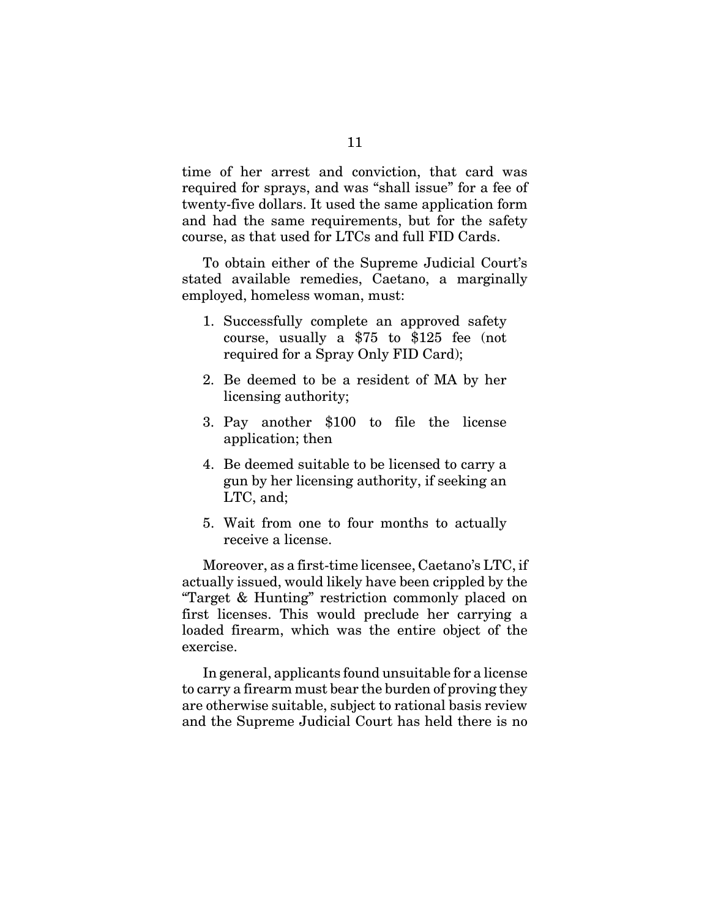time of her arrest and conviction, that card was required for sprays, and was "shall issue" for a fee of twenty-five dollars. It used the same application form and had the same requirements, but for the safety course, as that used for LTCs and full FID Cards.

To obtain either of the Supreme Judicial Court's stated available remedies, Caetano, a marginally employed, homeless woman, must:

1. Successfully complete an approved safety course, usually a $75 to $125 fee (not required for a Spray Only FID Card);
2. Be deemed to be a resident of MA by her licensing authority;
3. Pay another $100 to file the license application; then
4. Be deemed suitable to be licensed to carry a gun by her licensing authority, if seeking an LTC, and;
5. Wait from one to four months to actually receive a license.

Moreover, as a first-time licensee, Caetano's LTC, if actually issued, would likely have been crippled by the "Target & Hunting" restriction commonly placed on first licenses. This would preclude her carrying a loaded firearm, which was the entire object of the exercise.

In general, applicants found unsuitable for a license to carry a firearm must bear the burden of proving they are otherwise suitable, subject to rational basis review and the Supreme Judicial Court has held there is no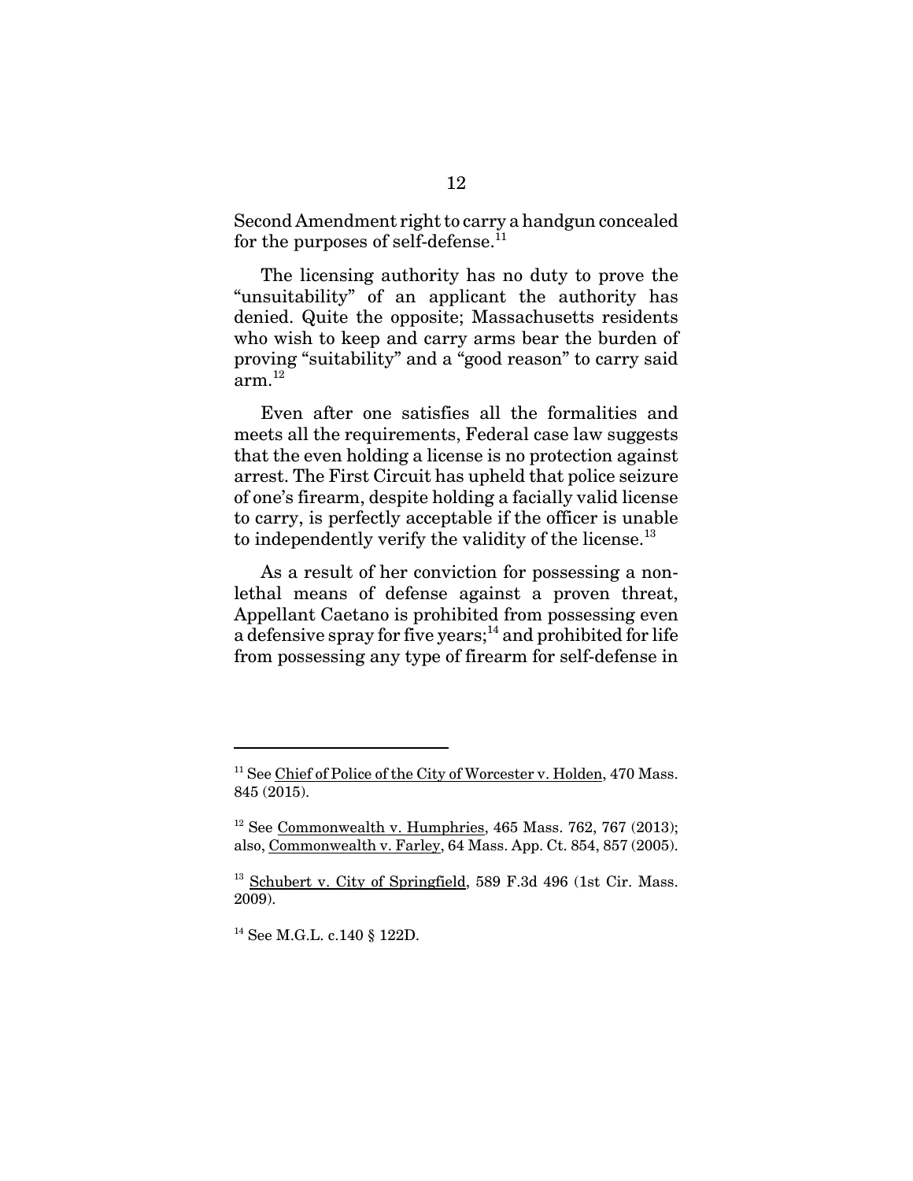Second Amendment right to carry a handgun concealed for the purposes of self-defense.[11]

The licensing authority has no duty to prove the "unsuitability" of an applicant the authority has denied. Quite the opposite; Massachusetts residents who wish to keep and carry arms bear the burden of proving "suitability" and a "good reason" to carry said arm.[12]

Even after one satisfies all the formalities and meets all the requirements, Federal case law suggests that the even holding a license is no protection against arrest. The First Circuit has upheld that police seizure of one's firearm, despite holding a facially valid license to carry, is perfectly acceptable if the officer is unable to independently verify the validity of the license.[13]

As a result of her conviction for possessing a non-lethal means of defense against a proven threat, Appellant Caetano is prohibited from possessing even a defensive spray for five years;[14] and prohibited for life from possessing any type of firearm for self-defense in

---

[11] See Chief of Police of the City of Worcester v. Holden, 470 Mass. 845 (2015).

[12] See Commonwealth v. Humphries, 465 Mass. 762, 767 (2013); also, Commonwealth v. Farley, 64 Mass. App. Ct. 854, 857 (2005).

[13] Schubert v. City of Springfield, 589 F.3d 496 (1st Cir. Mass. 2009).

[14] See M.G.L. c.140 § 122D.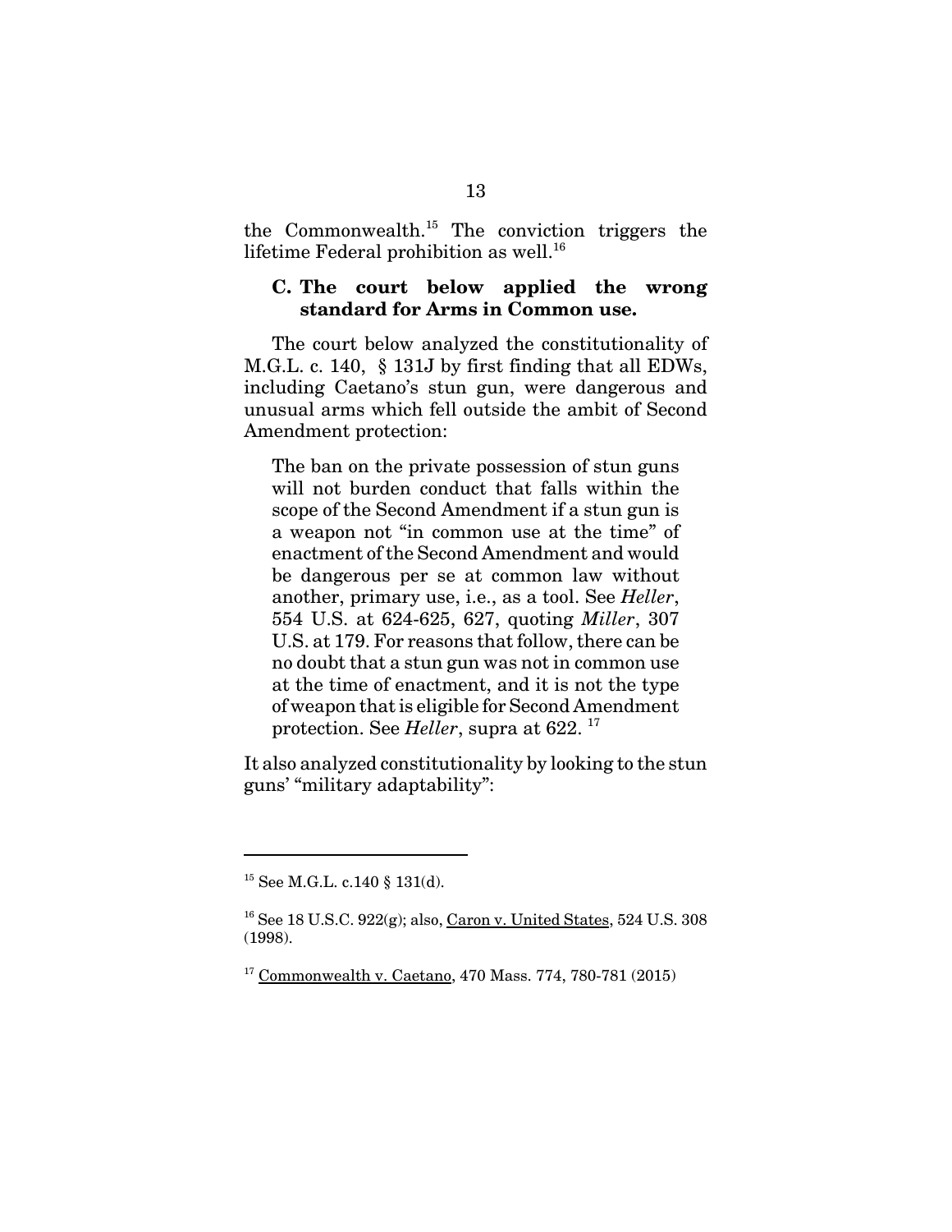the Commonwealth.[15] The conviction triggers the lifetime Federal prohibition as well.[16]

### C. The court below applied the wrong standard for Arms in Common use.

The court below analyzed the constitutionality of M.G.L. c. 140, § 131J by first finding that all EDWs, including Caetano's stun gun, were dangerous and unusual arms which fell outside the ambit of Second Amendment protection:

> The ban on the private possession of stun guns will not burden conduct that falls within the scope of the Second Amendment if a stun gun is a weapon not "in common use at the time" of enactment of the Second Amendment and would be dangerous per se at common law without another, primary use, i.e., as a tool. See *Heller*, 554 U.S. at 624-625, 627, quoting *Miller*, 307 U.S. at 179. For reasons that follow, there can be no doubt that a stun gun was not in common use at the time of enactment, and it is not the type of weapon that is eligible for Second Amendment protection. See *Heller*, supra at 622. [17]

It also analyzed constitutionality by looking to the stun guns' "military adaptability":

---

[15] See M.G.L. c.140 § 131(d).

[16] See 18 U.S.C. 922(g); also, Caron v. United States, 524 U.S. 308 (1998).

[17] Commonwealth v. Caetano, 470 Mass. 774, 780-781 (2015)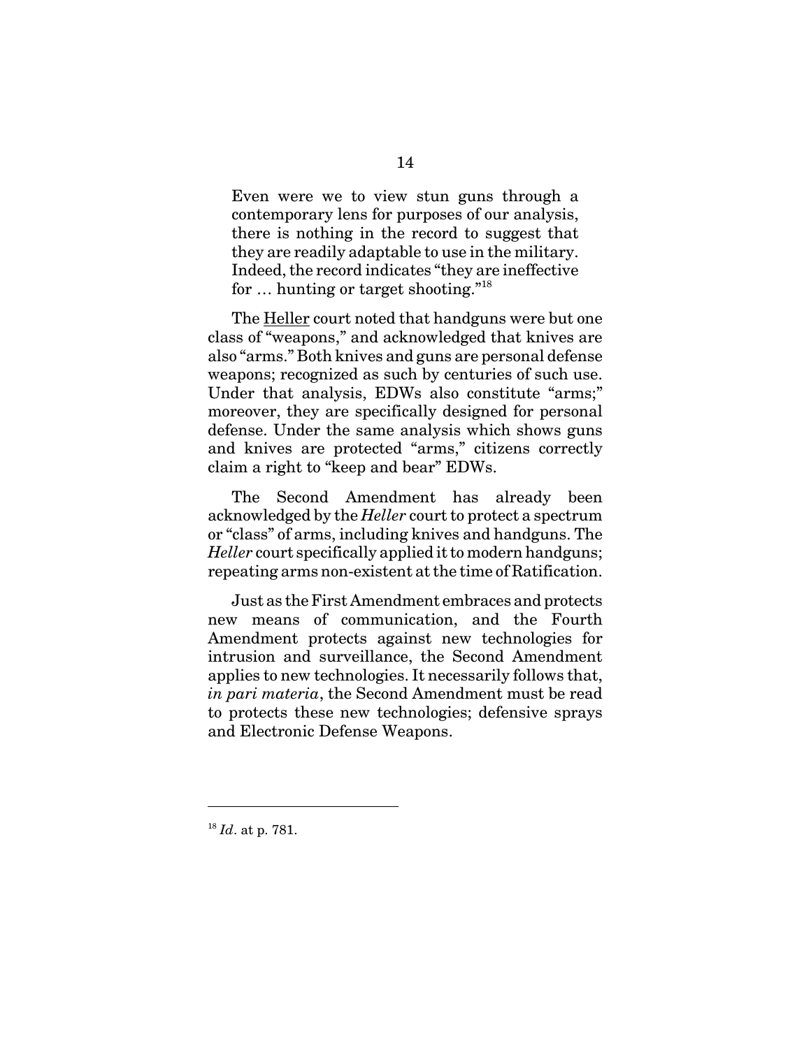> Even were we to view stun guns through a contemporary lens for purposes of our analysis, there is nothing in the record to suggest that they are readily adaptable to use in the military. Indeed, the record indicates "they are ineffective for … hunting or target shooting."[18]

The Heller court noted that handguns were but one class of "weapons," and acknowledged that knives are also "arms." Both knives and guns are personal defense weapons; recognized as such by centuries of such use. Under that analysis, EDWs also constitute "arms;" moreover, they are specifically designed for personal defense. Under the same analysis which shows guns and knives are protected "arms," citizens correctly claim a right to "keep and bear" EDWs.

The Second Amendment has already been acknowledged by the *Heller* court to protect a spectrum or "class" of arms, including knives and handguns. The *Heller* court specifically applied it to modern handguns; repeating arms non-existent at the time of Ratification.

Just as the First Amendment embraces and protects new means of communication, and the Fourth Amendment protects against new technologies for intrusion and surveillance, the Second Amendment applies to new technologies. It necessarily follows that, *in pari materia*, the Second Amendment must be read to protects these new technologies; defensive sprays and Electronic Defense Weapons.

---

[18] *Id*. at p. 781.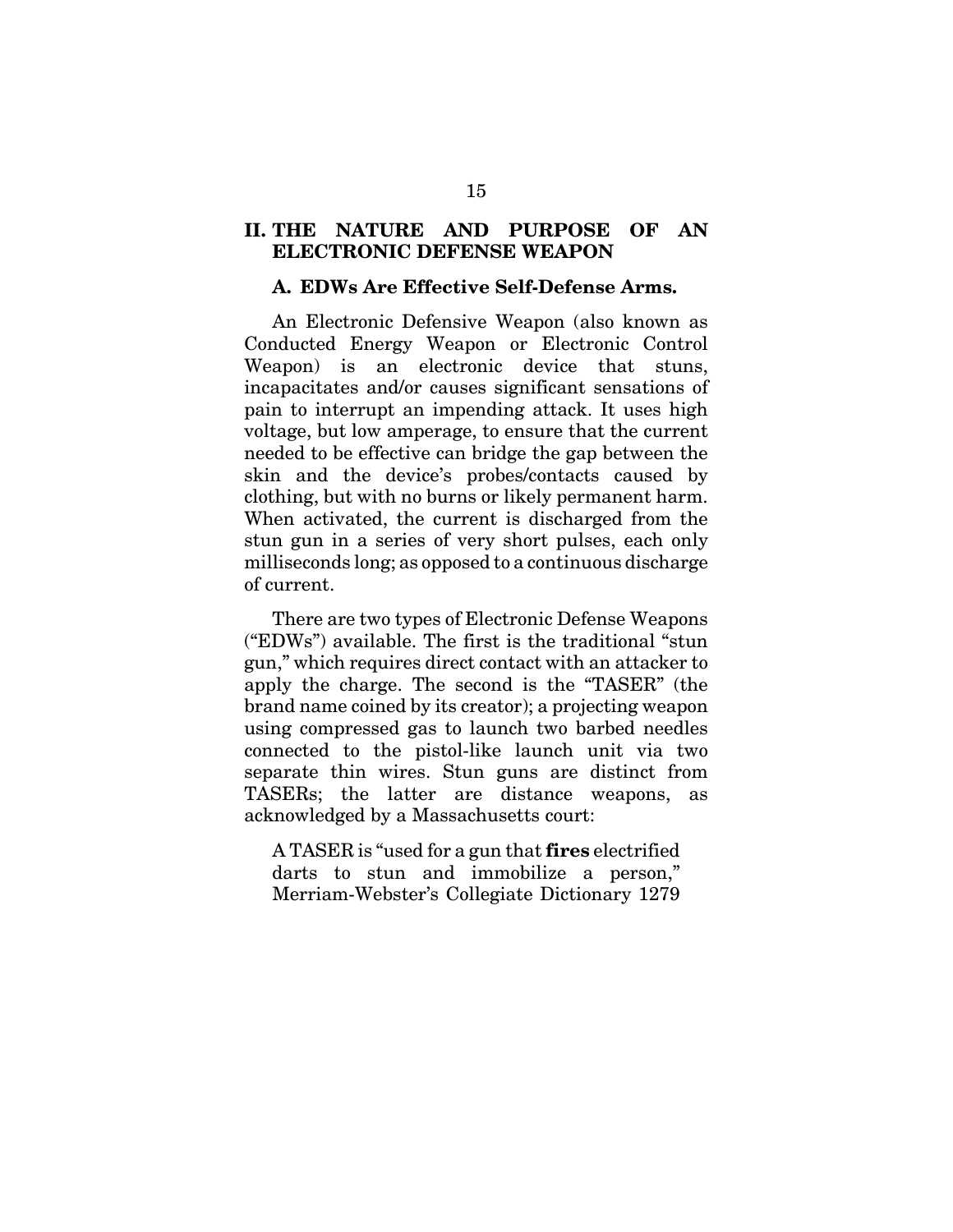## II. THE NATURE AND PURPOSE OF AN ELECTRONIC DEFENSE WEAPON

### A. EDWs Are Effective Self-Defense Arms.

An Electronic Defensive Weapon (also known as Conducted Energy Weapon or Electronic Control Weapon) is an electronic device that stuns, incapacitates and/or causes significant sensations of pain to interrupt an impending attack. It uses high voltage, but low amperage, to ensure that the current needed to be effective can bridge the gap between the skin and the device's probes/contacts caused by clothing, but with no burns or likely permanent harm. When activated, the current is discharged from the stun gun in a series of very short pulses, each only milliseconds long; as opposed to a continuous discharge of current.

There are two types of Electronic Defense Weapons ("EDWs") available. The first is the traditional "stun gun," which requires direct contact with an attacker to apply the charge. The second is the "TASER" (the brand name coined by its creator); a projecting weapon using compressed gas to launch two barbed needles connected to the pistol-like launch unit via two separate thin wires. Stun guns are distinct from TASERs; the latter are distance weapons, as acknowledged by a Massachusetts court:

> A TASER is "used for a gun that **fires** electrified darts to stun and immobilize a person," Merriam-Webster's Collegiate Dictionary 1279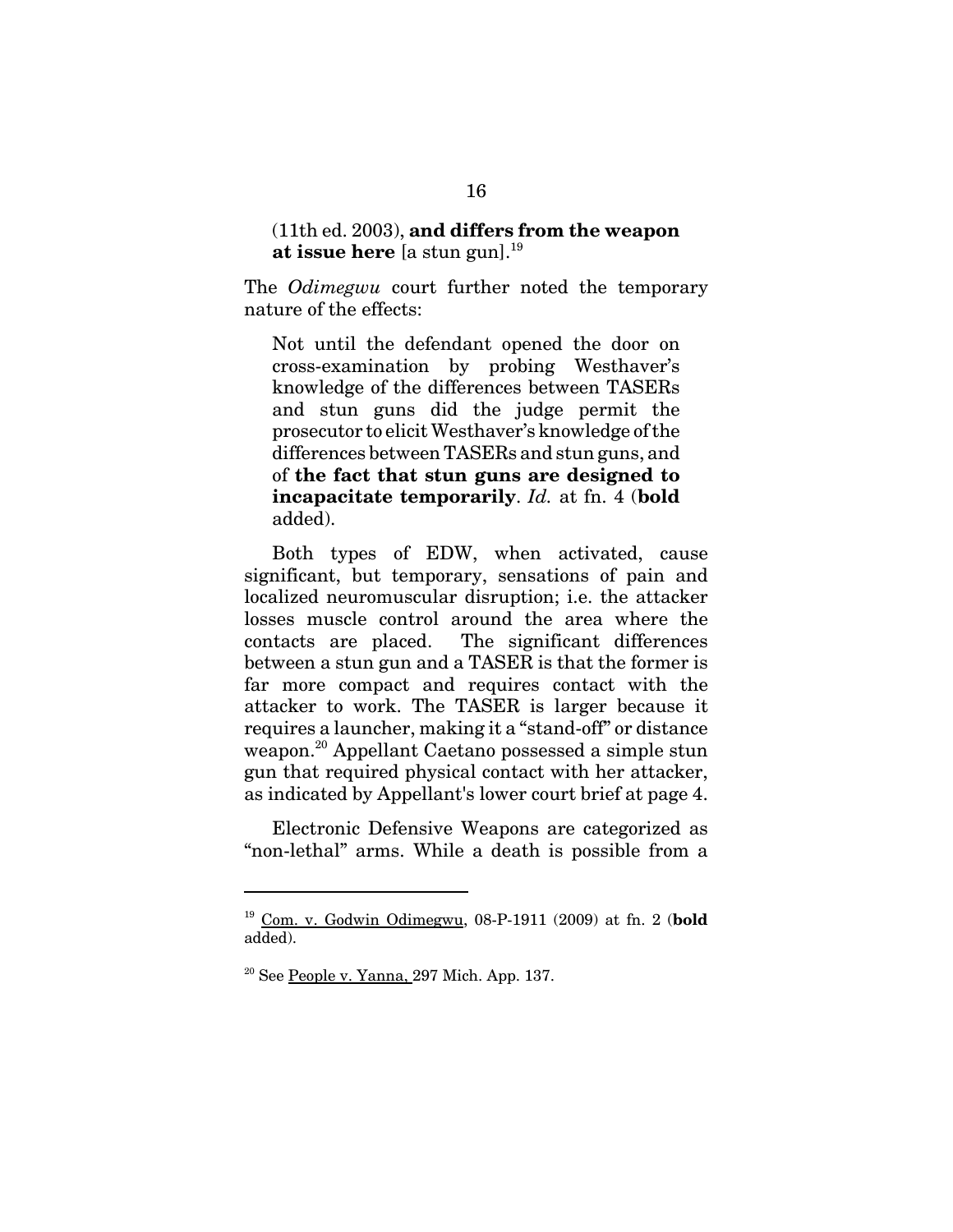> (11th ed. 2003), **and differs from the weapon at issue here** [a stun gun].[19]

The *Odimegwu* court further noted the temporary nature of the effects:

> Not until the defendant opened the door on cross-examination by probing Westhaver's knowledge of the differences between TASERs and stun guns did the judge permit the prosecutor to elicit Westhaver's knowledge of the differences between TASERs and stun guns, and of **the fact that stun guns are designed to incapacitate temporarily**. *Id.* at fn. 4 (**bold** added).

Both types of EDW, when activated, cause significant, but temporary, sensations of pain and localized neuromuscular disruption; i.e. the attacker losses muscle control around the area where the contacts are placed. The significant differences between a stun gun and a TASER is that the former is far more compact and requires contact with the attacker to work. The TASER is larger because it requires a launcher, making it a "stand-off" or distance weapon.[20] Appellant Caetano possessed a simple stun gun that required physical contact with her attacker, as indicated by Appellant's lower court brief at page 4.

Electronic Defensive Weapons are categorized as "non-lethal" arms. While a death is possible from a

---

[19] Com. v. Godwin Odimegwu, 08-P-1911 (2009) at fn. 2 (**bold** added).

[20] See People v. Yanna, 297 Mich. App. 137.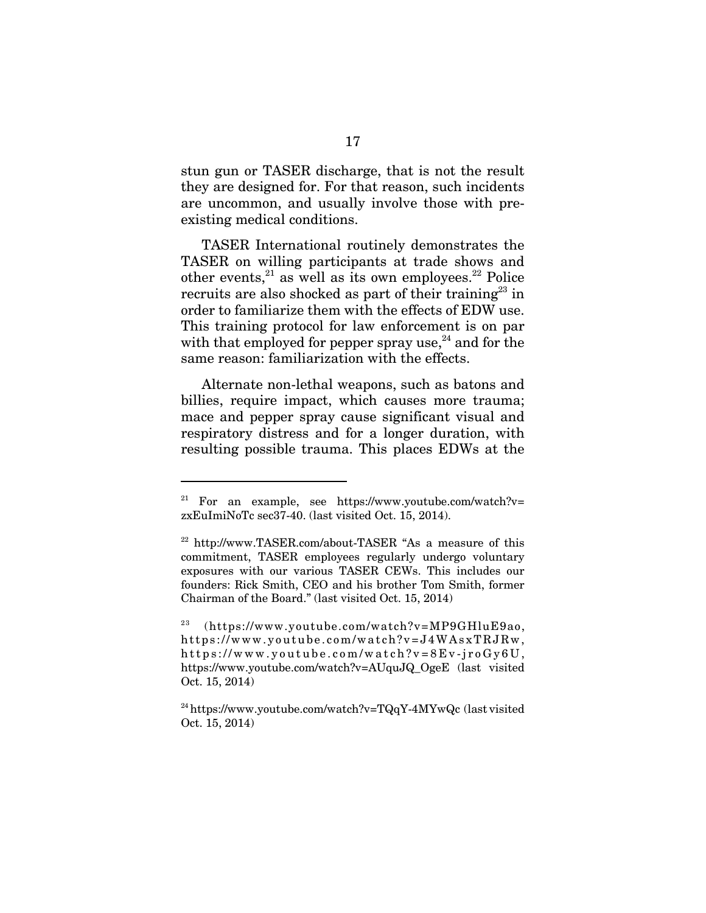stun gun or TASER discharge, that is not the result they are designed for. For that reason, such incidents are uncommon, and usually involve those with pre-existing medical conditions.

TASER International routinely demonstrates the TASER on willing participants at trade shows and other events,[21] as well as its own employees.[22] Police recruits are also shocked as part of their training[23] in order to familiarize them with the effects of EDW use. This training protocol for law enforcement is on par with that employed for pepper spray use,[24] and for the same reason: familiarization with the effects.

Alternate non-lethal weapons, such as batons and billies, require impact, which causes more trauma; mace and pepper spray cause significant visual and respiratory distress and for a longer duration, with resulting possible trauma. This places EDWs at the

---

[21] For an example, see https://www.youtube.com/watch?v=zxEuImiNoTc sec37-40. (last visited Oct. 15, 2014).

[22] http://www.TASER.com/about-TASER "As a measure of this commitment, TASER employees regularly undergo voluntary exposures with our various TASER CEWs. This includes our founders: Rick Smith, CEO and his brother Tom Smith, former Chairman of the Board." (last visited Oct. 15, 2014)

[23] (https://www.youtube.com/watch?v=MP9GHluE9ao, https://www.youtube.com/watch?v=J4WAsxTRJRw, https://www.youtube.com/watch?v=8Ev-jroGy6U, https://www.youtube.com/watch?v=AUquJQ_OgeE (last visited Oct. 15, 2014)

[24] https://www.youtube.com/watch?v=TQqY-4MYwQc (last visited Oct. 15, 2014)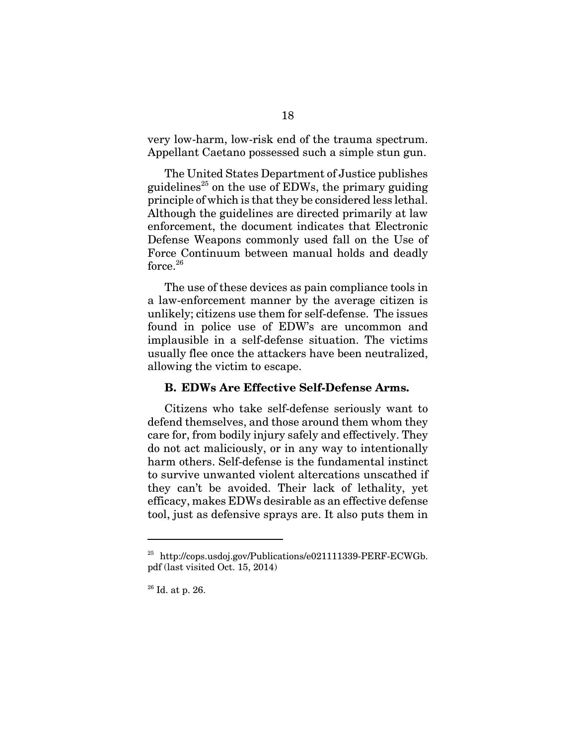very low-harm, low-risk end of the trauma spectrum. Appellant Caetano possessed such a simple stun gun.

The United States Department of Justice publishes guidelines[25] on the use of EDWs, the primary guiding principle of which is that they be considered less lethal. Although the guidelines are directed primarily at law enforcement, the document indicates that Electronic Defense Weapons commonly used fall on the Use of Force Continuum between manual holds and deadly force.[26]

The use of these devices as pain compliance tools in a law-enforcement manner by the average citizen is unlikely; citizens use them for self-defense. The issues found in police use of EDW's are uncommon and implausible in a self-defense situation. The victims usually flee once the attackers have been neutralized, allowing the victim to escape.

### B. EDWs Are Effective Self-Defense Arms.

Citizens who take self-defense seriously want to defend themselves, and those around them whom they care for, from bodily injury safely and effectively. They do not act maliciously, or in any way to intentionally harm others. Self-defense is the fundamental instinct to survive unwanted violent altercations unscathed if they can't be avoided. Their lack of lethality, yet efficacy, makes EDWs desirable as an effective defense tool, just as defensive sprays are. It also puts them in

---

[25] http://cops.usdoj.gov/Publications/e021111339-PERF-ECWGb.pdf (last visited Oct. 15, 2014)

[26] Id. at p. 26.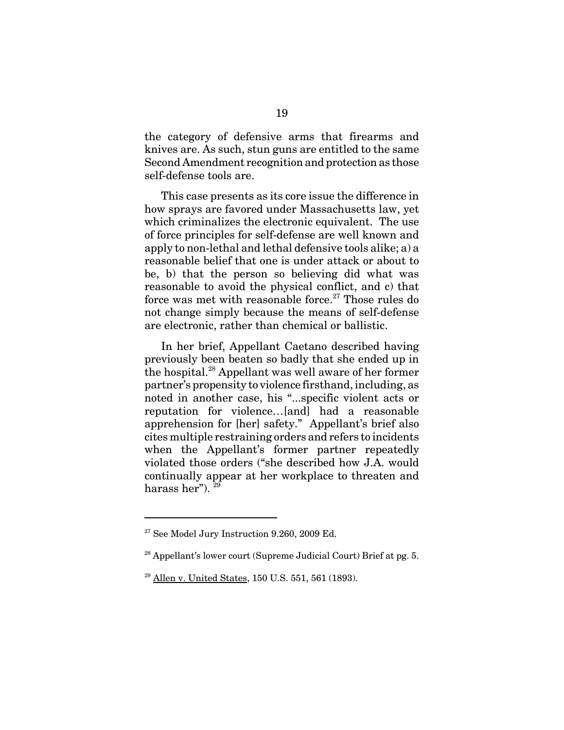the category of defensive arms that firearms and knives are. As such, stun guns are entitled to the same Second Amendment recognition and protection as those self-defense tools are.

This case presents as its core issue the difference in how sprays are favored under Massachusetts law, yet which criminalizes the electronic equivalent. The use of force principles for self-defense are well known and apply to non-lethal and lethal defensive tools alike; a) a reasonable belief that one is under attack or about to be, b) that the person so believing did what was reasonable to avoid the physical conflict, and c) that force was met with reasonable force.[27] Those rules do not change simply because the means of self-defense are electronic, rather than chemical or ballistic.

In her brief, Appellant Caetano described having previously been beaten so badly that she ended up in the hospital.[28] Appellant was well aware of her former partner's propensity to violence firsthand, including, as noted in another case, his "...specific violent acts or reputation for violence…[and] had a reasonable apprehension for [her] safety." Appellant's brief also cites multiple restraining orders and refers to incidents when the Appellant's former partner repeatedly violated those orders ("she described how J.A. would continually appear at her workplace to threaten and harass her"). [29]

---

[27] See Model Jury Instruction 9.260, 2009 Ed.

[28] Appellant's lower court (Supreme Judicial Court) Brief at pg. 5.

[29] Allen v. United States, 150 U.S. 551, 561 (1893).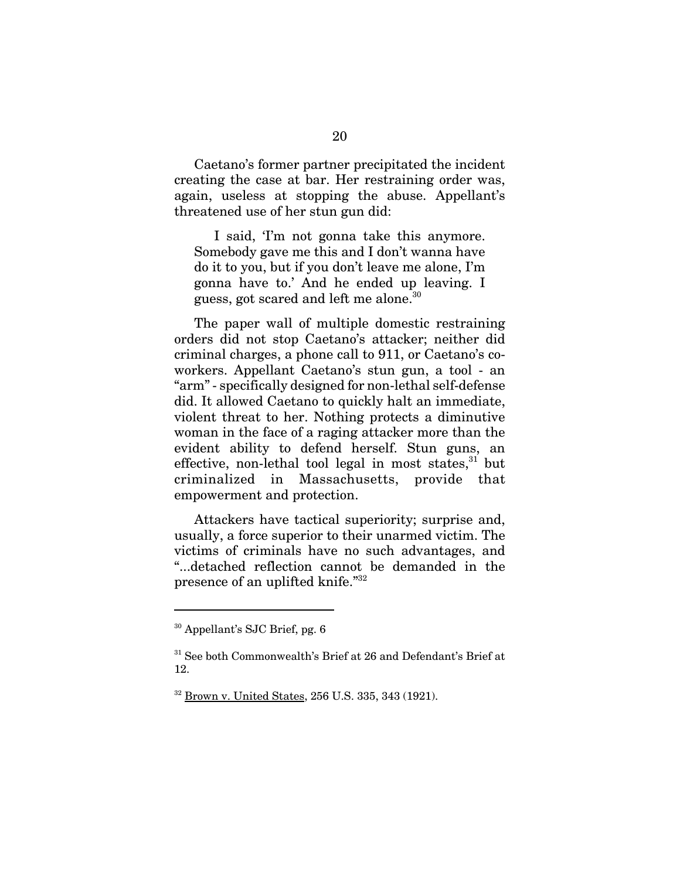Caetano's former partner precipitated the incident creating the case at bar. Her restraining order was, again, useless at stopping the abuse. Appellant's threatened use of her stun gun did:

> I said, 'I'm not gonna take this anymore. Somebody gave me this and I don't wanna have do it to you, but if you don't leave me alone, I'm gonna have to.' And he ended up leaving. I guess, got scared and left me alone.[30]

The paper wall of multiple domestic restraining orders did not stop Caetano's attacker; neither did criminal charges, a phone call to 911, or Caetano's co-workers. Appellant Caetano's stun gun, a tool - an "arm" - specifically designed for non-lethal self-defense did. It allowed Caetano to quickly halt an immediate, violent threat to her. Nothing protects a diminutive woman in the face of a raging attacker more than the evident ability to defend herself. Stun guns, an effective, non-lethal tool legal in most states,[31] but criminalized in Massachusetts, provide that empowerment and protection.

Attackers have tactical superiority; surprise and, usually, a force superior to their unarmed victim. The victims of criminals have no such advantages, and "...detached reflection cannot be demanded in the presence of an uplifted knife."[32]

---

[30] Appellant's SJC Brief, pg. 6

[31] See both Commonwealth's Brief at 26 and Defendant's Brief at 12.

[32] Brown v. United States, 256 U.S. 335, 343 (1921).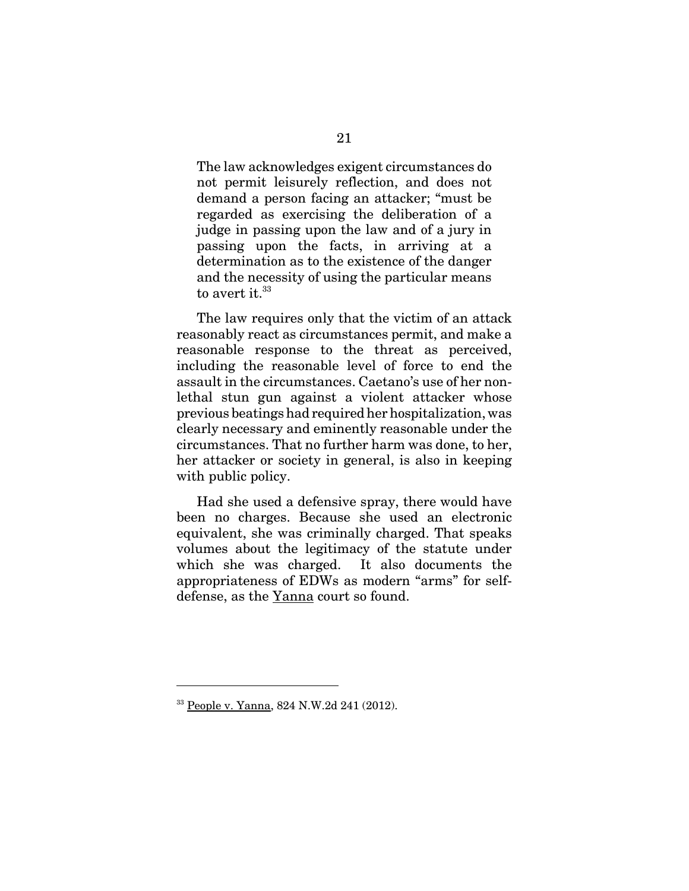> The law acknowledges exigent circumstances do not permit leisurely reflection, and does not demand a person facing an attacker; "must be regarded as exercising the deliberation of a judge in passing upon the law and of a jury in passing upon the facts, in arriving at a determination as to the existence of the danger and the necessity of using the particular means to avert it.[33]

The law requires only that the victim of an attack reasonably react as circumstances permit, and make a reasonable response to the threat as perceived, including the reasonable level of force to end the assault in the circumstances. Caetano's use of her non-lethal stun gun against a violent attacker whose previous beatings had required her hospitalization, was clearly necessary and eminently reasonable under the circumstances. That no further harm was done, to her, her attacker or society in general, is also in keeping with public policy.

Had she used a defensive spray, there would have been no charges. Because she used an electronic equivalent, she was criminally charged. That speaks volumes about the legitimacy of the statute under which she was charged. It also documents the appropriateness of EDWs as modern "arms" for self-defense, as the Yanna court so found.

---

[33] People v. Yanna, 824 N.W.2d 241 (2012).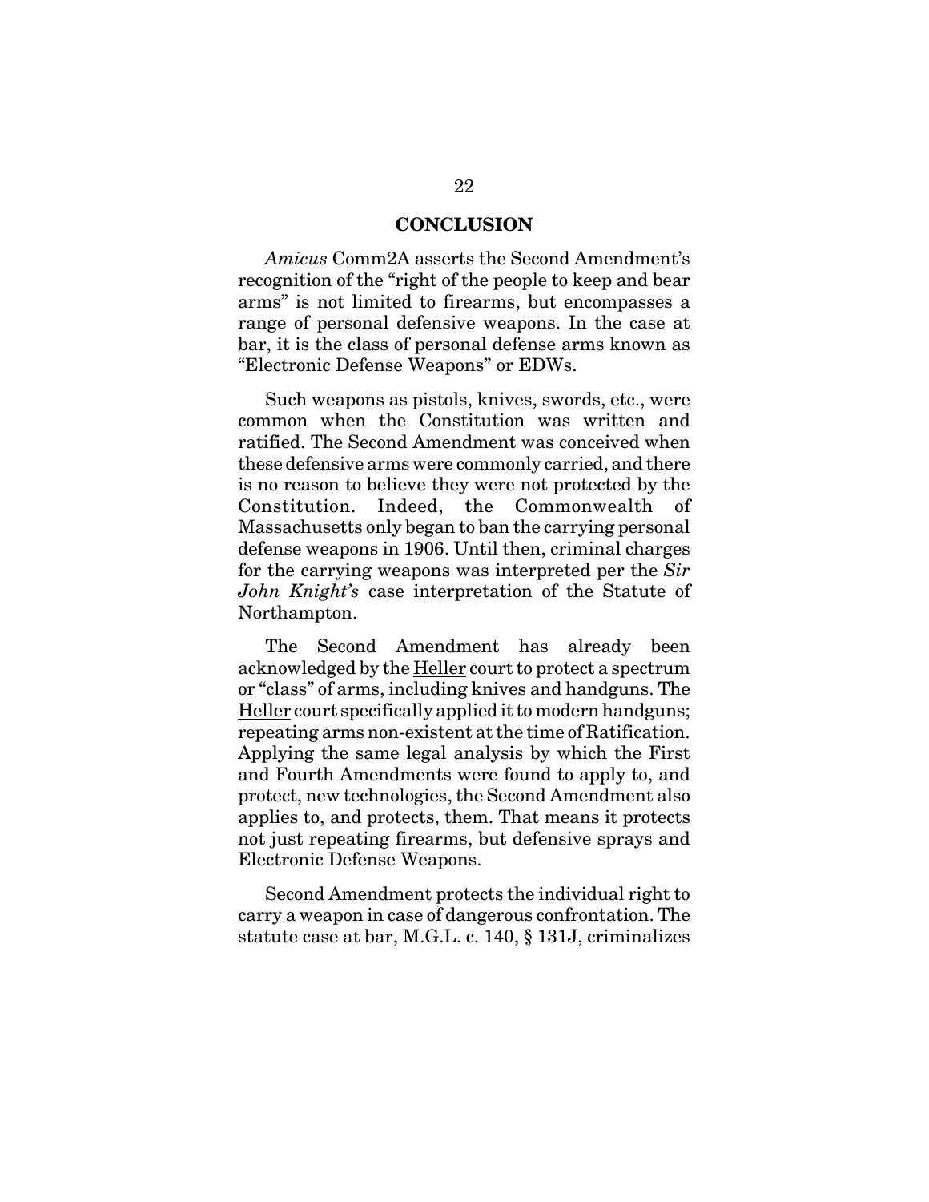## CONCLUSION

*Amicus* Comm2A asserts the Second Amendment's recognition of the "right of the people to keep and bear arms" is not limited to firearms, but encompasses a range of personal defensive weapons. In the case at bar, it is the class of personal defense arms known as "Electronic Defense Weapons" or EDWs.

Such weapons as pistols, knives, swords, etc., were common when the Constitution was written and ratified. The Second Amendment was conceived when these defensive arms were commonly carried, and there is no reason to believe they were not protected by the Constitution. Indeed, the Commonwealth of Massachusetts only began to ban the carrying personal defense weapons in 1906. Until then, criminal charges for the carrying weapons was interpreted per the *Sir John Knight's* case interpretation of the Statute of Northampton.

The Second Amendment has already been acknowledged by the Heller court to protect a spectrum or "class" of arms, including knives and handguns. The Heller court specifically applied it to modern handguns; repeating arms non-existent at the time of Ratification. Applying the same legal analysis by which the First and Fourth Amendments were found to apply to, and protect, new technologies, the Second Amendment also applies to, and protects, them. That means it protects not just repeating firearms, but defensive sprays and Electronic Defense Weapons.

Second Amendment protects the individual right to carry a weapon in case of dangerous confrontation. The statute case at bar, M.G.L. c. 140, § 131J, criminalizes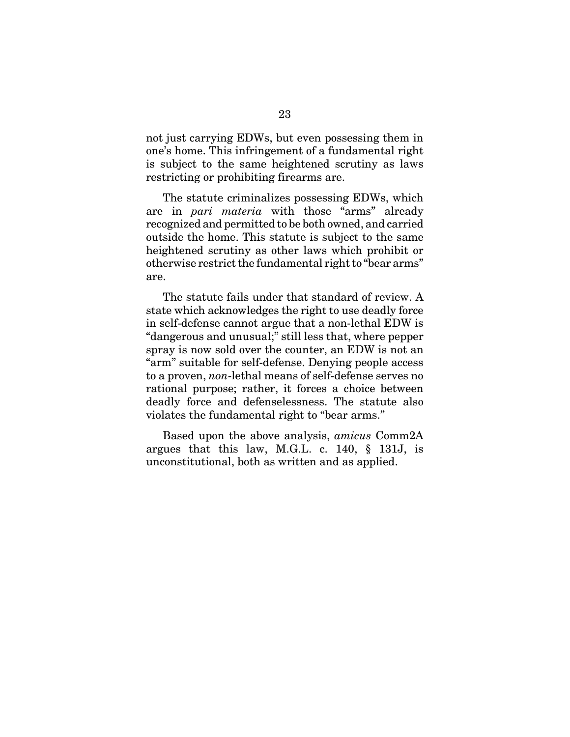not just carrying EDWs, but even possessing them in one's home. This infringement of a fundamental right is subject to the same heightened scrutiny as laws restricting or prohibiting firearms are.

The statute criminalizes possessing EDWs, which are in *pari materia* with those "arms" already recognized and permitted to be both owned, and carried outside the home. This statute is subject to the same heightened scrutiny as other laws which prohibit or otherwise restrict the fundamental right to "bear arms" are.

The statute fails under that standard of review. A state which acknowledges the right to use deadly force in self-defense cannot argue that a non-lethal EDW is "dangerous and unusual;" still less that, where pepper spray is now sold over the counter, an EDW is not an "arm" suitable for self-defense. Denying people access to a proven, *non*-lethal means of self-defense serves no rational purpose; rather, it forces a choice between deadly force and defenselessness. The statute also violates the fundamental right to "bear arms."

Based upon the above analysis, *amicus* Comm2A argues that this law, M.G.L. c. 140, § 131J, is unconstitutional, both as written and as applied.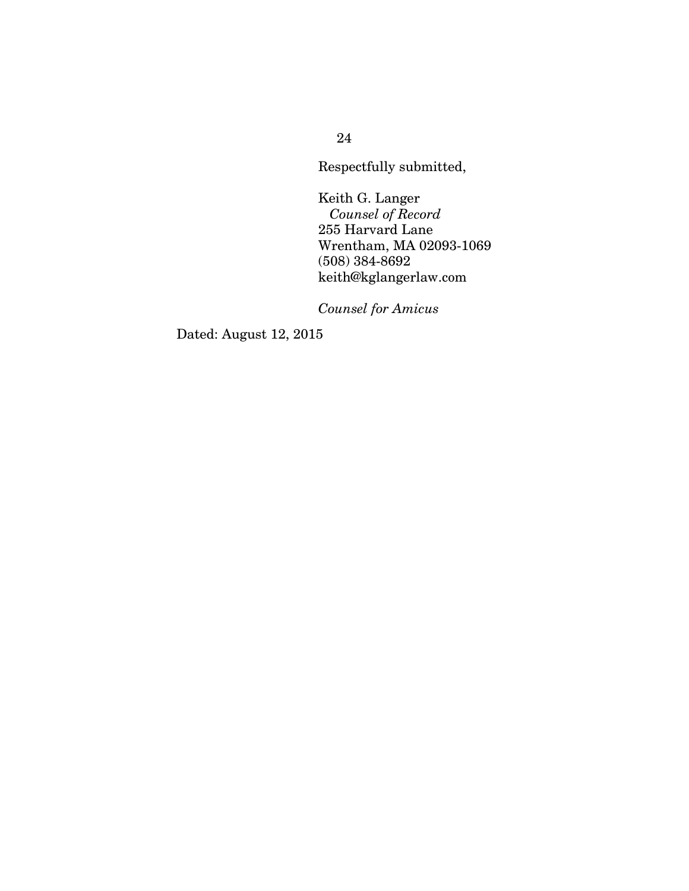Respectfully submitted,

Keith G. Langer
*Counsel of Record*
255 Harvard Lane
Wrentham, MA 02093-1069
(508) 384-8692
keith@kglangerlaw.com

*Counsel for Amicus*

Dated: August 12, 2015